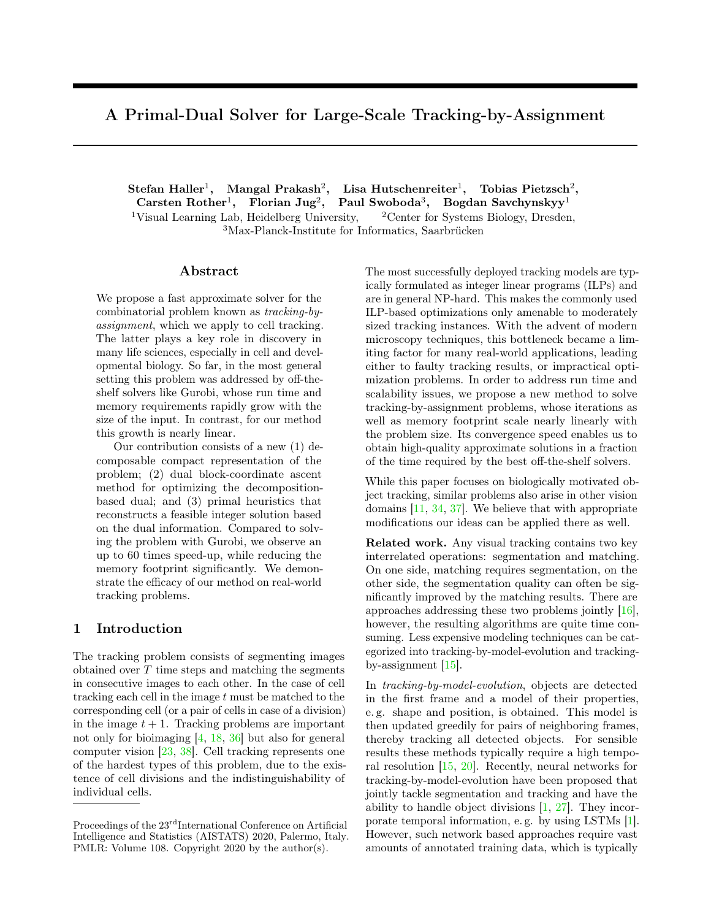# A Primal-Dual Solver for Large-Scale Tracking-by-Assignment

**Stefan Haller**[1], **Mangal Prakash**[2], **Lisa Hutschenreiter**[1], **Tobias Pietzsch**[2], **Carsten Rother**[1], **Florian Jug**[2], **Paul Swoboda**[3], **Bogdan Savchynskyy**[1]

[1]Visual Learning Lab, Heidelberg University, [2]Center for Systems Biology, Dresden, [3]Max-Planck-Institute for Informatics, Saarbrücken

## Abstract

We propose a fast approximate solver for the combinatorial problem known as *tracking-by-assignment*, which we apply to cell tracking. The latter plays a key role in discovery in many life sciences, especially in cell and developmental biology. So far, in the most general setting this problem was addressed by off-the-shelf solvers like Gurobi, whose run time and memory requirements rapidly grow with the size of the input. In contrast, for our method this growth is nearly linear.

Our contribution consists of a new (1) decomposable compact representation of the problem; (2) dual block-coordinate ascent method for optimizing the decomposition-based dual; and (3) primal heuristics that reconstructs a feasible integer solution based on the dual information. Compared to solving the problem with Gurobi, we observe an up to 60 times speed-up, while reducing the memory footprint significantly. We demonstrate the efficacy of our method on real-world tracking problems.

## 1 Introduction

The tracking problem consists of segmenting images obtained over $T$ time steps and matching the segments in consecutive images to each other. In the case of cell tracking each cell in the image $t$ must be matched to the corresponding cell (or a pair of cells in case of a division) in the image $t + 1$. Tracking problems are important not only for bioimaging [4, 18, 36] but also for general computer vision [23, 38]. Cell tracking represents one of the hardest types of this problem, due to the existence of cell divisions and the indistinguishability of individual cells.

The most successfully deployed tracking models are typically formulated as integer linear programs (ILPs) and are in general NP-hard. This makes the commonly used ILP-based optimizations only amenable to moderately sized tracking instances. With the advent of modern microscopy techniques, this bottleneck became a limiting factor for many real-world applications, leading either to faulty tracking results, or impractical optimization problems. In order to address run time and scalability issues, we propose a new method to solve tracking-by-assignment problems, whose iterations as well as memory footprint scale nearly linearly with the problem size. Its convergence speed enables us to obtain high-quality approximate solutions in a fraction of the time required by the best off-the-shelf solvers.

While this paper focuses on biologically motivated object tracking, similar problems also arise in other vision domains [11, 34, 37]. We believe that with appropriate modifications our ideas can be applied there as well.

**Related work.** Any visual tracking contains two key interrelated operations: segmentation and matching. On one side, matching requires segmentation, on the other side, the segmentation quality can often be significantly improved by the matching results. There are approaches addressing these two problems jointly [16], however, the resulting algorithms are quite time consuming. Less expensive modeling techniques can be categorized into tracking-by-model-evolution and tracking-by-assignment [15].

In *tracking-by-model-evolution*, objects are detected in the first frame and a model of their properties, e. g. shape and position, is obtained. This model is then updated greedily for pairs of neighboring frames, thereby tracking all detected objects. For sensible results these methods typically require a high temporal resolution [15, 20]. Recently, neural networks for tracking-by-model-evolution have been proposed that jointly tackle segmentation and tracking and have the ability to handle object divisions [1, 27]. They incorporate temporal information, e. g. by using LSTMs [1]. However, such network based approaches require vast amounts of annotated training data, which is typically

Proceedings of the 23rd International Conference on Artificial Intelligence and Statistics (AISTATS) 2020, Palermo, Italy. PMLR: Volume 108. Copyright 2020 by the author(s).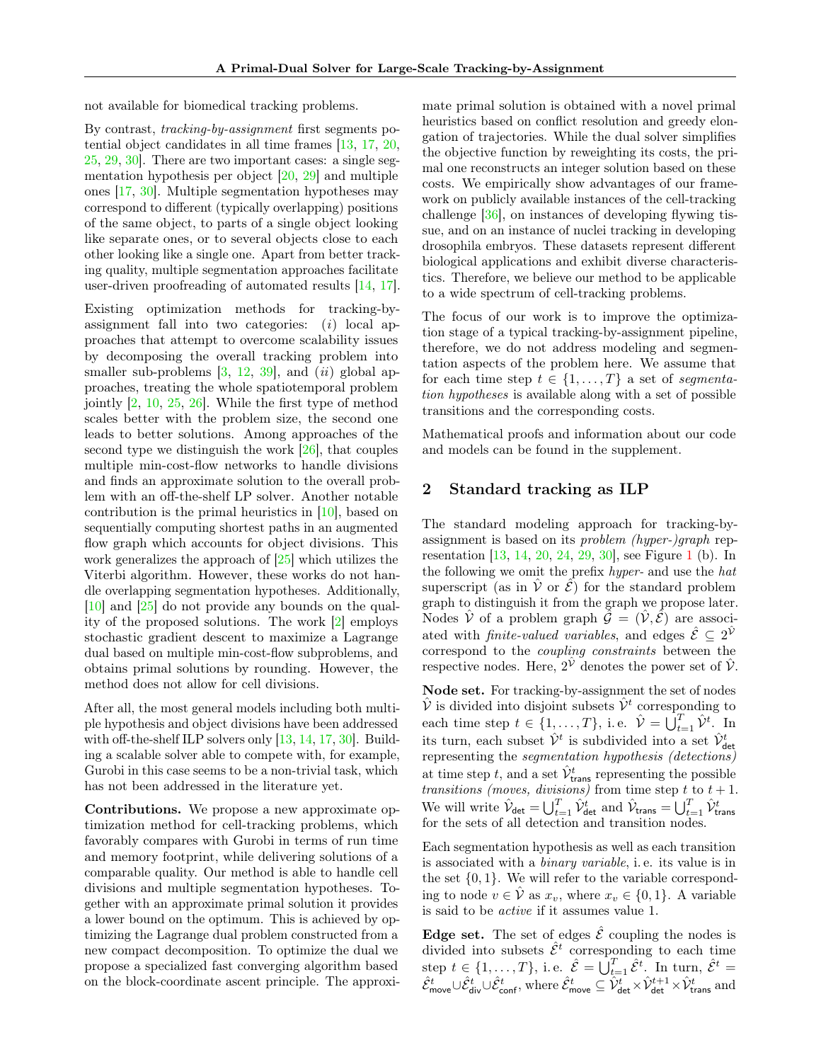not available for biomedical tracking problems.

By contrast, *tracking-by-assignment* first segments potential object candidates in all time frames [13, 17, 20, 25, 29, 30]. There are two important cases: a single segmentation hypothesis per object [20, 29] and multiple ones [17, 30]. Multiple segmentation hypotheses may correspond to different (typically overlapping) positions of the same object, to parts of a single object looking like separate ones, or to several objects close to each other looking like a single one. Apart from better tracking quality, multiple segmentation approaches facilitate user-driven proofreading of automated results [14, 17].

Existing optimization methods for tracking-by-assignment fall into two categories: (*i*) local approaches that attempt to overcome scalability issues by decomposing the overall tracking problem into smaller sub-problems [3, 12, 39], and (*ii*) global approaches, treating the whole spatiotemporal problem jointly [2, 10, 25, 26]. While the first type of method scales better with the problem size, the second one leads to better solutions. Among approaches of the second type we distinguish the work [26], that couples multiple min-cost-flow networks to handle divisions and finds an approximate solution to the overall problem with an off-the-shelf LP solver. Another notable contribution is the primal heuristics in [10], based on sequentially computing shortest paths in an augmented flow graph which accounts for object divisions. This work generalizes the approach of [25] which utilizes the Viterbi algorithm. However, these works do not handle overlapping segmentation hypotheses. Additionally, [10] and [25] do not provide any bounds on the quality of the proposed solutions. The work [2] employs stochastic gradient descent to maximize a Lagrange dual based on multiple min-cost-flow subproblems, and obtains primal solutions by rounding. However, the method does not allow for cell divisions.

After all, the most general models including both multiple hypothesis and object divisions have been addressed with off-the-shelf ILP solvers only [13, 14, 17, 30]. Building a scalable solver able to compete with, for example, Gurobi in this case seems to be a non-trivial task, which has not been addressed in the literature yet.

**Contributions.** We propose a new approximate optimization method for cell-tracking problems, which favorably compares with Gurobi in terms of run time and memory footprint, while delivering solutions of a comparable quality. Our method is able to handle cell divisions and multiple segmentation hypotheses. Together with an approximate primal solution it provides a lower bound on the optimum. This is achieved by optimizing the Lagrange dual problem constructed from a new compact decomposition. To optimize the dual we propose a specialized fast converging algorithm based on the block-coordinate ascent principle. The approximate primal solution is obtained with a novel primal heuristics based on conflict resolution and greedy elongation of trajectories. While the dual solver simplifies the objective function by reweighting its costs, the primal one reconstructs an integer solution based on these costs. We empirically show advantages of our framework on publicly available instances of the cell-tracking challenge [36], on instances of developing flywing tissue, and on an instance of nuclei tracking in developing drosophila embryos. These datasets represent different biological applications and exhibit diverse characteristics. Therefore, we believe our method to be applicable to a wide spectrum of cell-tracking problems.

The focus of our work is to improve the optimization stage of a typical tracking-by-assignment pipeline, therefore, we do not address modeling and segmentation aspects of the problem here. We assume that for each time step $t \in \{1, \dots, T\}$ a set of *segmentation hypotheses* is available along with a set of possible transitions and the corresponding costs.

Mathematical proofs and information about our code and models can be found in the supplement.

## 2 Standard tracking as ILP

The standard modeling approach for tracking-by-assignment is based on its *problem (hyper-)graph* representation [13, 14, 20, 24, 29, 30], see Figure 1 (b). In the following we omit the prefix *hyper-* and use the *hat* superscript (as in $\hat{\mathcal{V}}$ or $\hat{\mathcal{E}}$) for the standard problem graph to distinguish it from the graph we propose later. Nodes $\hat{\mathcal{V}}$ of a problem graph $\hat{\mathcal{G}} = (\hat{\mathcal{V}}, \hat{\mathcal{E}})$ are associated with *finite-valued variables*, and edges $\hat{\mathcal{E}} \subseteq 2^{\hat{\mathcal{V}}}$ correspond to the *coupling constraints* between the respective nodes. Here, $2^{\hat{\mathcal{V}}}$ denotes the power set of $\hat{\mathcal{V}}$.

**Node set.** For tracking-by-assignment the set of nodes $\hat{\mathcal{V}}$ is divided into disjoint subsets $\hat{\mathcal{V}}^t$ corresponding to each time step $t \in \{1, \dots, T\}$, i.e. $\hat{\mathcal{V}} = \bigcup_{t=1}^{T} \hat{\mathcal{V}}^t$. In its turn, each subset $\hat{\mathcal{V}}^t$ is subdivided into a set $\hat{\mathcal{V}}^t_{\mathsf{det}}$ representing the *segmentation hypothesis (detections)* at time step $t$, and a set $\hat{\mathcal{V}}^t_{\mathsf{trans}}$ representing the possible *transitions (moves, divisions)* from time step $t$ to $t+1$. We will write $\hat{\mathcal{V}}_{\mathsf{det}} = \bigcup_{t=1}^{T} \hat{\mathcal{V}}^t_{\mathsf{det}}$ and $\hat{\mathcal{V}}_{\mathsf{trans}} = \bigcup_{t=1}^{T} \hat{\mathcal{V}}^t_{\mathsf{trans}}$ for the sets of all detection and transition nodes.

Each segmentation hypothesis as well as each transition is associated with a *binary variable*, i.e. its value is in the set $\{0, 1\}$. We will refer to the variable corresponding to node $v \in \hat{\mathcal{V}}$ as $x_v$, where $x_v \in \{0, 1\}$. A variable is said to be *active* if it assumes value 1.

**Edge set.** The set of edges $\hat{\mathcal{E}}$ coupling the nodes is divided into subsets $\hat{\mathcal{E}}^t$ corresponding to each time step $t \in \{1, \dots, T\}$, i.e. $\hat{\mathcal{E}} = \bigcup_{t=1}^{T} \hat{\mathcal{E}}^t$. In turn, $\hat{\mathcal{E}}^t = \hat{\mathcal{E}}^t_{\mathsf{move}} \cup \hat{\mathcal{E}}^t_{\mathsf{div}} \cup \hat{\mathcal{E}}^t_{\mathsf{conf}}$, where $\hat{\mathcal{E}}^t_{\mathsf{move}} \subseteq \hat{\mathcal{V}}^t_{\mathsf{det}} \times \hat{\mathcal{V}}^{t+1}_{\mathsf{det}} \times \hat{\mathcal{V}}^t_{\mathsf{trans}}$ and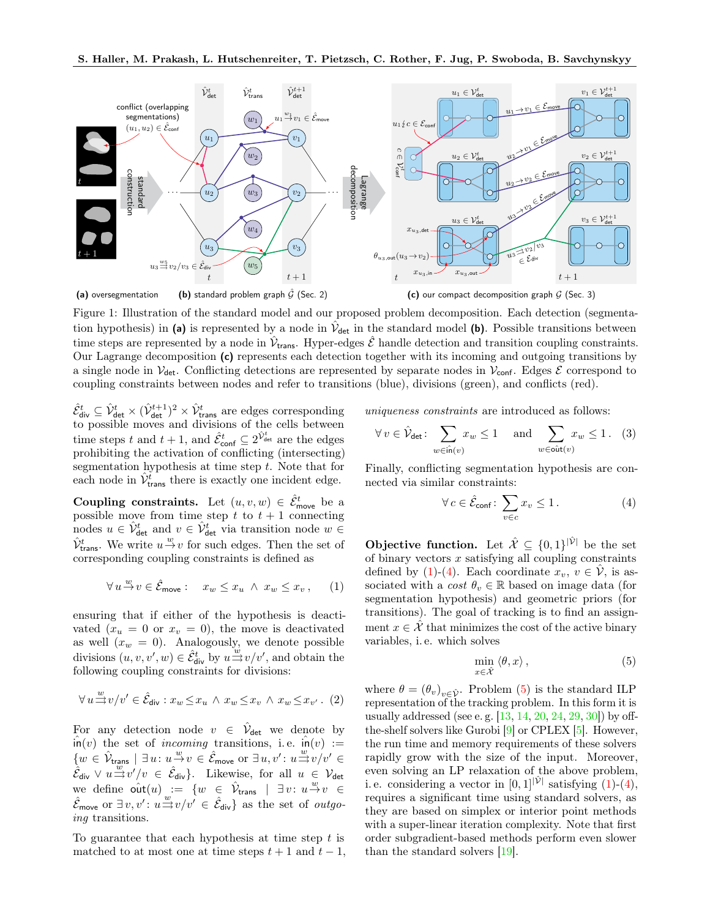(a) oversegmentation (b) standard problem graph $\hat{\mathcal{G}}$ (Sec. 2) (c) our compact decomposition graph $\mathcal{G}$ (Sec. 3)

Figure 1: Illustration of the standard model and our proposed problem decomposition. Each detection (segmentation hypothesis) in **(a)** is represented by a node in $\hat{\mathcal{V}}_{\mathsf{det}}$ in the standard model **(b)**. Possible transitions between time steps are represented by a node in $\hat{\mathcal{V}}_{\mathsf{trans}}$. Hyper-edges $\hat{\mathcal{E}}$ handle detection and transition coupling constraints. Our Lagrange decomposition **(c)** represents each detection together with its incoming and outgoing transitions by a single node in $\mathcal{V}_{\mathsf{det}}$. Conflicting detections are represented by separate nodes in $\mathcal{V}_{\mathsf{conf}}$. Edges $\mathcal{E}$ correspond to coupling constraints between nodes and refer to transitions (blue), divisions (green), and conflicts (red).

$\hat{\mathcal{E}}^t_{\mathsf{div}} \subseteq \hat{\mathcal{V}}^t_{\mathsf{det}} \times (\hat{\mathcal{V}}^{t+1}_{\mathsf{det}})^2 \times \hat{\mathcal{V}}^t_{\mathsf{trans}}$ are edges corresponding to possible moves and divisions of the cells between time steps $t$ and $t+1$, and $\hat{\mathcal{E}}^t_{\mathsf{conf}} \subseteq 2^{\hat{\mathcal{V}}^t_{\mathsf{det}}}$ are the edges prohibiting the activation of conflicting (intersecting) segmentation hypothesis at time step $t$. Note that for each node in $\hat{\mathcal{V}}^t_{\mathsf{trans}}$ there is exactly one incident edge.

**Coupling constraints.** Let $(u, v, w) \in \hat{\mathcal{E}}^t_{\mathsf{move}}$ be a possible move from time step $t$ to $t+1$ connecting nodes $u \in \hat{\mathcal{V}}^t_{\mathsf{det}}$ and $v \in \hat{\mathcal{V}}^t_{\mathsf{det}}$ via transition node $w \in \hat{\mathcal{V}}^t_{\mathsf{trans}}$. We write $u \xrightarrow{w} v$ for such edges. Then the set of corresponding coupling constraints is defined as

$$\forall\, u \xrightarrow{w} v \in \hat{\mathcal{E}}_{\mathsf{move}}: \quad x_w \le x_u \;\wedge\; x_w \le x_v\,, \tag{1}$$

ensuring that if either of the hypothesis is deactivated ($x_u = 0$ or $x_v = 0$), the move is deactivated as well ($x_w = 0$). Analogously, we denote possible divisions $(u, v, v', w) \in \hat{\mathcal{E}}^t_{\mathsf{div}}$ by $u \overset{w}{\rightrightarrows} v/v'$, and obtain the following coupling constraints for divisions:

$$\forall\, u \overset{w}{\rightrightarrows} v/v' \in \hat{\mathcal{E}}_{\mathsf{div}}: x_w \le x_u \;\wedge\; x_w \le x_v \;\wedge\; x_w \le x_{v'}\,. \tag{2}$$

For any detection node $v \in \hat{\mathcal{V}}_{\mathsf{det}}$ we denote by $\hat{\mathsf{in}}(v)$ the set of *incoming* transitions, i. e. $\hat{\mathsf{in}}(v) := \{w \in \hat{\mathcal{V}}_{\mathsf{trans}} \mid \exists\, u\colon u \xrightarrow{w} v \in \hat{\mathcal{E}}_{\mathsf{move}} \text{ or } \exists\, u, v'\colon u \overset{w}{\rightrightarrows} v/v' \in \hat{\mathcal{E}}_{\mathsf{div}} \vee u \overset{w}{\rightrightarrows} v'/v \in \hat{\mathcal{E}}_{\mathsf{div}}\}$. Likewise, for all $u \in \mathcal{V}_{\mathsf{det}}$ we define $\hat{\mathsf{out}}(u) := \{w \in \hat{\mathcal{V}}_{\mathsf{trans}} \mid \exists\, v\colon u \xrightarrow{w} v \in \hat{\mathcal{E}}_{\mathsf{move}} \text{ or } \exists\, v, v'\colon u \overset{w}{\rightrightarrows} v/v' \in \hat{\mathcal{E}}_{\mathsf{div}}\}$ as the set of *outgoing* transitions.

To guarantee that each hypothesis at time step $t$ is matched to at most one at time steps $t+1$ and $t-1$, *uniqueness constraints* are introduced as follows:

$$\forall\, v \in \hat{\mathcal{V}}_{\mathsf{det}}: \sum_{w \in \hat{\mathsf{in}}(v)} x_w \le 1 \quad \text{and} \quad \sum_{w \in \hat{\mathsf{out}}(v)} x_w \le 1\,. \tag{3}$$

Finally, conflicting segmentation hypothesis are connected via similar constraints:

$$\forall\, c \in \hat{\mathcal{E}}_{\mathsf{conf}}: \sum_{v \in c} x_v \le 1\,. \tag{4}$$

**Objective function.** Let $\hat{\mathcal{X}} \subseteq \{0,1\}^{|\hat{\mathcal{V}}|}$ be the set of binary vectors $x$ satisfying all coupling constraints defined by (1)-(4). Each coordinate $x_v$, $v \in \hat{\mathcal{V}}$, is associated with a *cost* $\theta_v \in \mathbb{R}$ based on image data (for segmentation hypothesis) and geometric priors (for transitions). The goal of tracking is to find an assignment $x \in \hat{\mathcal{X}}$ that minimizes the cost of the active binary variables, i. e. which solves

$$\min_{x \in \hat{\mathcal{X}}} \langle \theta, x \rangle\,, \tag{5}$$

where $\theta = (\theta_v)_{v \in \hat{\mathcal{V}}}$. Problem (5) is the standard ILP representation of the tracking problem. In this form it is usually addressed (see e. g. [13, 14, 20, 24, 29, 30]) by off-the-shelf solvers like Gurobi [9] or CPLEX [5]. However, the run time and memory requirements of these solvers rapidly grow with the size of the input. Moreover, even solving an LP relaxation of the above problem, i. e. considering a vector in $[0,1]^{|\hat{\mathcal{V}}|}$ satisfying (1)-(4), requires a significant time using standard solvers, as they are based on simplex or interior point methods with a super-linear iteration complexity. Note that first order subgradient-based methods perform even slower than the standard solvers [19].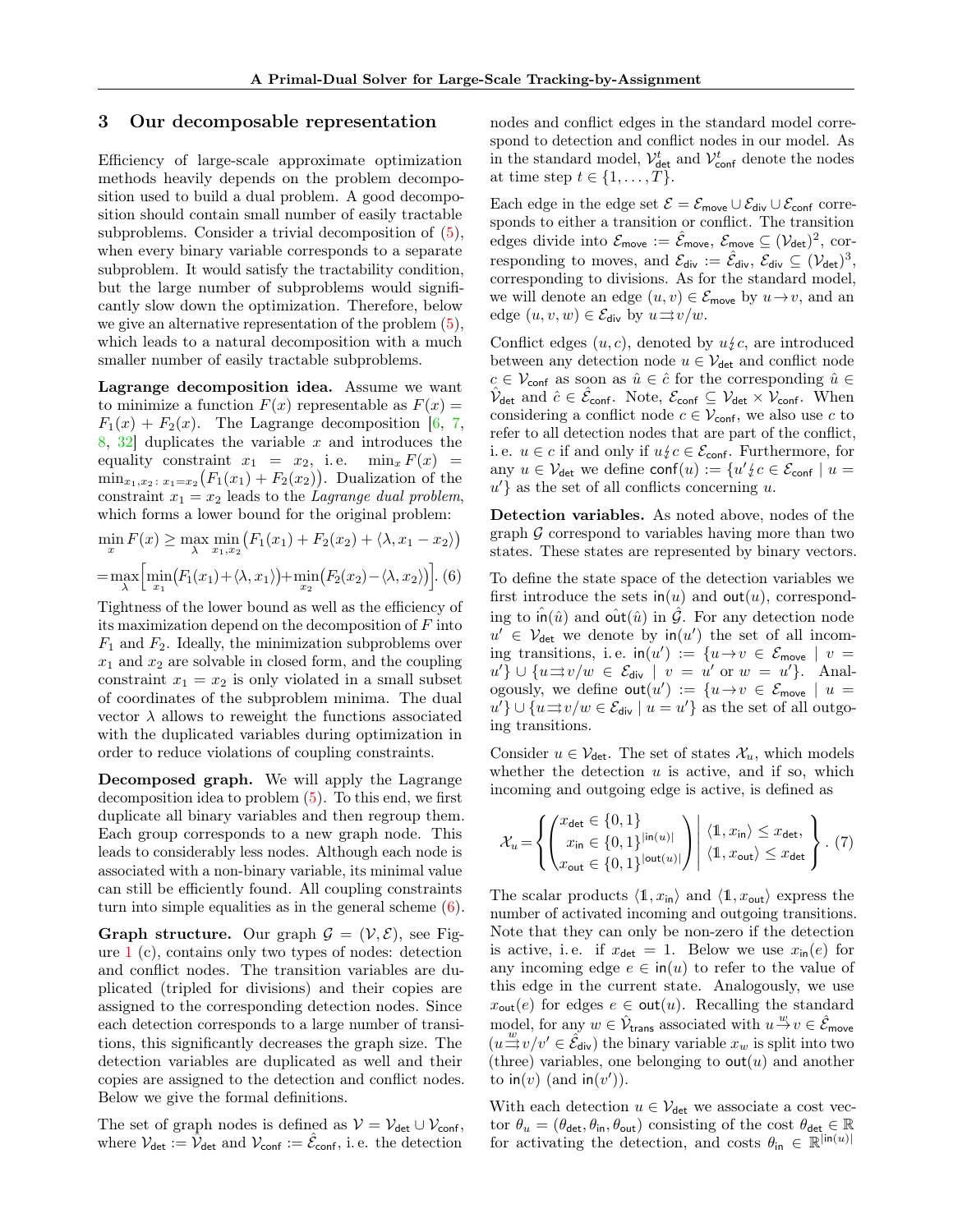## 3 Our decomposable representation

Efficiency of large-scale approximate optimization methods heavily depends on the problem decomposition used to build a dual problem. A good decomposition should contain small number of easily tractable subproblems. Consider a trivial decomposition of (5), when every binary variable corresponds to a separate subproblem. It would satisfy the tractability condition, but the large number of subproblems would significantly slow down the optimization. Therefore, below we give an alternative representation of the problem (5), which leads to a natural decomposition with a much smaller number of easily tractable subproblems.

**Lagrange decomposition idea.** Assume we want to minimize a function $F(x)$ representable as $F(x) = F_1(x) + F_2(x)$. The Lagrange decomposition [6, 7, 8, 32] duplicates the variable $x$ and introduces the equality constraint $x_1 = x_2$, i. e. $\min_x F(x) = \min_{x_1,x_2\colon x_1=x_2}\big(F_1(x_1) + F_2(x_2)\big)$. Dualization of the constraint $x_1 = x_2$ leads to the *Lagrange dual problem*, which forms a lower bound for the original problem:

$$\min_x F(x) \geq \max_\lambda \min_{x_1,x_2}\big(F_1(x_1) + F_2(x_2) + \langle \lambda, x_1 - x_2\rangle\big)$$

$$= \max_\lambda\Big[\min_{x_1}\big(F_1(x_1) + \langle \lambda, x_1\rangle\big) + \min_{x_2}\big(F_2(x_2) - \langle \lambda, x_2\rangle\big)\Big]. \quad (6)$$

Tightness of the lower bound as well as the efficiency of its maximization depend on the decomposition of $F$ into $F_1$ and $F_2$. Ideally, the minimization subproblems over $x_1$ and $x_2$ are solvable in closed form, and the coupling constraint $x_1 = x_2$ is only violated in a small subset of coordinates of the subproblem minima. The dual vector $\lambda$ allows to reweight the functions associated with the duplicated variables during optimization in order to reduce violations of coupling constraints.

**Decomposed graph.** We will apply the Lagrange decomposition idea to problem (5). To this end, we first duplicate all binary variables and then regroup them. Each group corresponds to a new graph node. This leads to considerably less nodes. Although each node is associated with a non-binary variable, its minimal value can still be efficiently found. All coupling constraints turn into simple equalities as in the general scheme (6).

**Graph structure.** Our graph $\mathcal{G} = (\mathcal{V}, \mathcal{E})$, see Figure 1 (c), contains only two types of nodes: detection and conflict nodes. The transition variables are duplicated (tripled for divisions) and their copies are assigned to the corresponding detection nodes. Since each detection corresponds to a large number of transitions, this significantly decreases the graph size. The detection variables are duplicated as well and their copies are assigned to the detection and conflict nodes. Below we give the formal definitions.

The set of graph nodes is defined as $\mathcal{V} = \mathcal{V}_{\mathsf{det}} \cup \mathcal{V}_{\mathsf{conf}}$, where $\mathcal{V}_{\mathsf{det}} := \hat{\mathcal{V}}_{\mathsf{det}}$ and $\mathcal{V}_{\mathsf{conf}} := \hat{\mathcal{E}}_{\mathsf{conf}}$, i. e. the detection nodes and conflict edges in the standard model correspond to detection and conflict nodes in our model. As in the standard model, $\mathcal{V}^t_{\mathsf{det}}$ and $\mathcal{V}^t_{\mathsf{conf}}$ denote the nodes at time step $t \in \{1, \dots, T\}$.

Each edge in the edge set $\mathcal{E} = \mathcal{E}_{\mathsf{move}} \cup \mathcal{E}_{\mathsf{div}} \cup \mathcal{E}_{\mathsf{conf}}$ corresponds to either a transition or conflict. The transition edges divide into $\mathcal{E}_{\mathsf{move}} := \hat{\mathcal{E}}_{\mathsf{move}}$, $\mathcal{E}_{\mathsf{move}} \subseteq (\mathcal{V}_{\mathsf{det}})^2$, corresponding to moves, and $\mathcal{E}_{\mathsf{div}} := \hat{\mathcal{E}}_{\mathsf{div}}$, $\mathcal{E}_{\mathsf{div}} \subseteq (\mathcal{V}_{\mathsf{det}})^3$, corresponding to divisions. As for the standard model, we will denote an edge $(u, v) \in \mathcal{E}_{\mathsf{move}}$ by $u \to v$, and an edge $(u, v, w) \in \mathcal{E}_{\mathsf{div}}$ by $u \rightrightarrows v/w$.

Conflict edges $(u, c)$, denoted by $u \not\leftrightarrow c$, are introduced between any detection node $u \in \mathcal{V}_{\mathsf{det}}$ and conflict node $c \in \mathcal{V}_{\mathsf{conf}}$ as soon as $\hat{u} \in \hat{c}$ for the corresponding $\hat{u} \in \hat{\mathcal{V}}_{\mathsf{det}}$ and $\hat{c} \in \hat{\mathcal{E}}_{\mathsf{conf}}$. Note, $\mathcal{E}_{\mathsf{conf}} \subseteq \mathcal{V}_{\mathsf{det}} \times \mathcal{V}_{\mathsf{conf}}$. When considering a conflict node $c \in \mathcal{V}_{\mathsf{conf}}$, we also use $c$ to refer to all detection nodes that are part of the conflict, i. e. $u \in c$ if and only if $u \not\leftrightarrow c \in \mathcal{E}_{\mathsf{conf}}$. Furthermore, for any $u \in \mathcal{V}_{\mathsf{det}}$ we define $\mathsf{conf}(u) := \{u' \not\leftrightarrow c \in \mathcal{E}_{\mathsf{conf}} \mid u = u'\}$ as the set of all conflicts concerning $u$.

**Detection variables.** As noted above, nodes of the graph $\mathcal{G}$ correspond to variables having more than two states. These states are represented by binary vectors.

To define the state space of the detection variables we first introduce the sets $\mathsf{in}(u)$ and $\mathsf{out}(u)$, corresponding to $\hat{\mathsf{in}}(\hat{u})$ and $\hat{\mathsf{out}}(\hat{u})$ in $\hat{\mathcal{G}}$. For any detection node $u' \in \mathcal{V}_{\mathsf{det}}$ we denote by $\mathsf{in}(u')$ the set of all incoming transitions, i. e. $\mathsf{in}(u') := \{u \to v \in \mathcal{E}_{\mathsf{move}} \mid v = u'\} \cup \{u \rightrightarrows v/w \in \mathcal{E}_{\mathsf{div}} \mid v = u' \text{ or } w = u'\}$. Analogously, we define $\mathsf{out}(u') := \{u \to v \in \mathcal{E}_{\mathsf{move}} \mid u = u'\} \cup \{u \rightrightarrows v/w \in \mathcal{E}_{\mathsf{div}} \mid u = u'\}$ as the set of all outgoing transitions.

Consider $u \in \mathcal{V}_{\mathsf{det}}$. The set of states $\mathcal{X}_u$, which models whether the detection $u$ is active, and if so, which incoming and outgoing edge is active, is defined as

$$\mathcal{X}_u = \left\{ \begin{pmatrix} x_{\mathsf{det}} \in \{0,1\} \\ x_{\mathsf{in}} \in \{0,1\}^{|\mathsf{in}(u)|} \\ x_{\mathsf{out}} \in \{0,1\}^{|\mathsf{out}(u)|} \end{pmatrix} \middle| \begin{array}{l} \langle \mathbb{1}, x_{\mathsf{in}} \rangle \leq x_{\mathsf{det}}, \\ \langle \mathbb{1}, x_{\mathsf{out}} \rangle \leq x_{\mathsf{det}} \end{array} \right\}. \quad (7)$$

The scalar products $\langle \mathbb{1}, x_{\mathsf{in}} \rangle$ and $\langle \mathbb{1}, x_{\mathsf{out}} \rangle$ express the number of activated incoming and outgoing transitions. Note that they can only be non-zero if the detection is active, i. e. if $x_{\mathsf{det}} = 1$. Below we use $x_{\mathsf{in}}(e)$ for any incoming edge $e \in \mathsf{in}(u)$ to refer to the value of this edge in the current state. Analogously, we use $x_{\mathsf{out}}(e)$ for edges $e \in \mathsf{out}(u)$. Recalling the standard model, for any $w \in \hat{\mathcal{V}}_{\mathsf{trans}}$ associated with $u \xrightarrow{w} v \in \hat{\mathcal{E}}_{\mathsf{move}}$ ($u \overset{w}{\rightrightarrows} v/v' \in \hat{\mathcal{E}}_{\mathsf{div}}$) the binary variable $x_w$ is split into two (three) variables, one belonging to $\mathsf{out}(u)$ and another to $\mathsf{in}(v)$ (and $\mathsf{in}(v')$).

With each detection $u \in \mathcal{V}_{\mathsf{det}}$ we associate a cost vector $\theta_u = (\theta_{\mathsf{det}}, \theta_{\mathsf{in}}, \theta_{\mathsf{out}})$ consisting of the cost $\theta_{\mathsf{det}} \in \mathbb{R}$ for activating the detection, and costs $\theta_{\mathsf{in}} \in \mathbb{R}^{|\mathsf{in}(u)|}$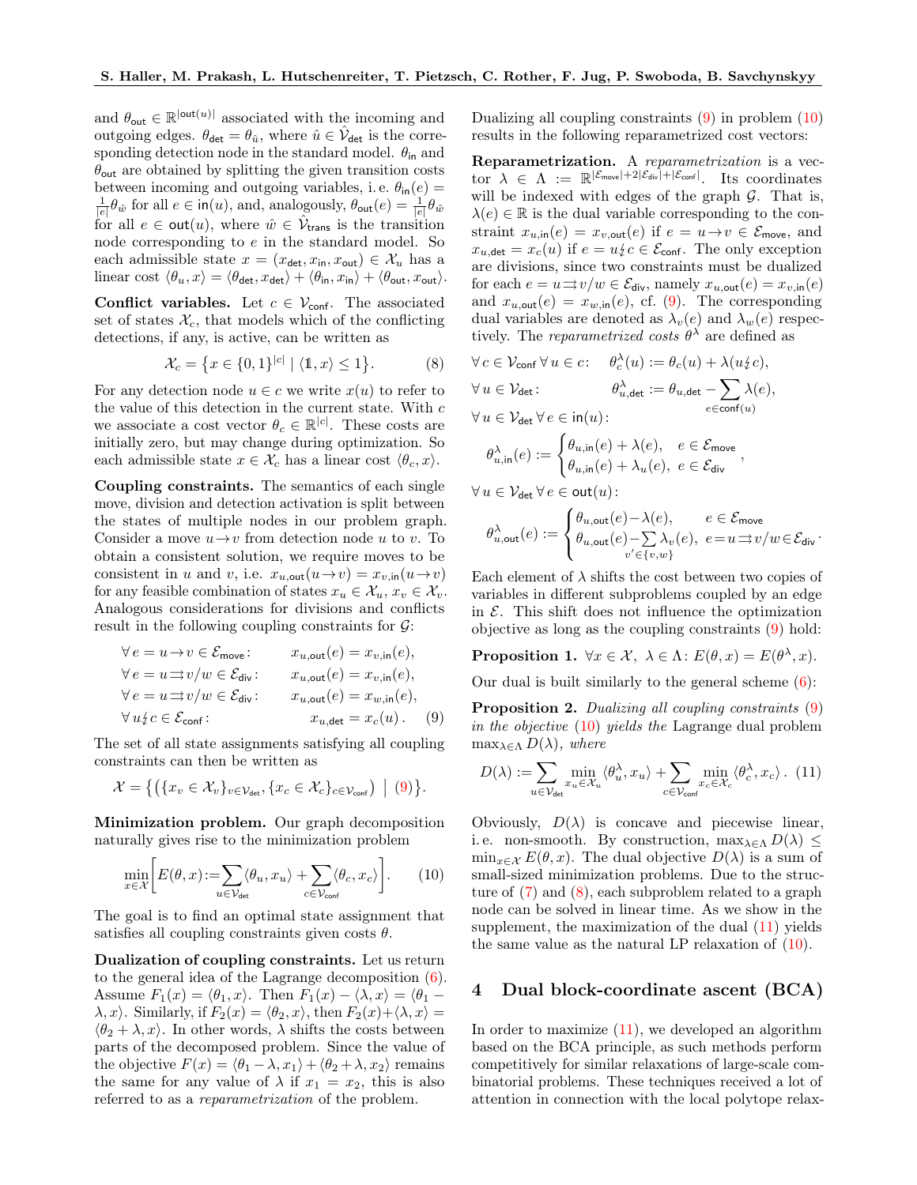and $\theta_{\mathsf{out}} \in \mathbb{R}^{|\mathsf{out}(u)|}$ associated with the incoming and outgoing edges. $\theta_{\mathsf{det}} = \theta_{\hat{u}}$, where $\hat{u} \in \hat{\mathcal{V}}_{\mathsf{det}}$ is the corresponding detection node in the standard model. $\theta_{\mathsf{in}}$ and $\theta_{\mathsf{out}}$ are obtained by splitting the given transition costs between incoming and outgoing variables, i. e. $\theta_{\mathsf{in}}(e) = \frac{1}{|e|}\theta_{\hat{w}}$ for all $e \in \mathsf{in}(u)$, and, analogously, $\theta_{\mathsf{out}}(e) = \frac{1}{|e|}\theta_{\hat{w}}$ for all $e \in \mathsf{out}(u)$, where $\hat{w} \in \hat{\mathcal{V}}_{\mathsf{trans}}$ is the transition node corresponding to $e$ in the standard model. So each admissible state $x = (x_{\mathsf{det}}, x_{\mathsf{in}}, x_{\mathsf{out}}) \in \mathcal{X}_u$ has a linear cost $\langle \theta_u, x \rangle = \langle \theta_{\mathsf{det}}, x_{\mathsf{det}} \rangle + \langle \theta_{\mathsf{in}}, x_{\mathsf{in}} \rangle + \langle \theta_{\mathsf{out}}, x_{\mathsf{out}} \rangle$.

**Conflict variables.** Let $c \in \mathcal{V}_{\mathsf{conf}}$. The associated set of states $\mathcal{X}_c$, that models which of the conflicting detections, if any, is active, can be written as

$$\mathcal{X}_c = \left\{ x \in \{0,1\}^{|c|} \mid \langle \mathbb{1}, x \rangle \leq 1 \right\}. \tag{8}$$

For any detection node $u \in c$ we write $x(u)$ to refer to the value of this detection in the current state. With $c$ we associate a cost vector $\theta_c \in \mathbb{R}^{|c|}$. These costs are initially zero, but may change during optimization. So each admissible state $x \in \mathcal{X}_c$ has a linear cost $\langle \theta_c, x \rangle$.

**Coupling constraints.** The semantics of each single move, division and detection activation is split between the states of multiple nodes in our problem graph. Consider a move $u \to v$ from detection node $u$ to $v$. To obtain a consistent solution, we require moves to be consistent in $u$ and $v$, i.e. $x_{u,\mathsf{out}}(u \to v) = x_{v,\mathsf{in}}(u \to v)$ for any feasible combination of states $x_u \in \mathcal{X}_u$, $x_v \in \mathcal{X}_v$. Analogous considerations for divisions and conflicts result in the following coupling constraints for $\mathcal{G}$:

$$
\begin{aligned}
&\forall\, e = u \to v \in \mathcal{E}_{\mathsf{move}}: && x_{u,\mathsf{out}}(e) = x_{v,\mathsf{in}}(e), \\
&\forall\, e = u \rightrightarrows v/w \in \mathcal{E}_{\mathsf{div}}: && x_{u,\mathsf{out}}(e) = x_{v,\mathsf{in}}(e), \\
&\forall\, e = u \rightrightarrows v/w \in \mathcal{E}_{\mathsf{div}}: && x_{u,\mathsf{out}}(e) = x_{w,\mathsf{in}}(e), \\
&\forall\, u \not\leftrightarrow c \in \mathcal{E}_{\mathsf{conf}}: && x_{u,\mathsf{det}} = x_c(u)\,.
\end{aligned} \tag{9}
$$

The set of all state assignments satisfying all coupling constraints can then be written as

$$\mathcal{X} = \left\{ \left( \{x_v \in \mathcal{X}_v\}_{v \in \mathcal{V}_{\mathsf{det}}}, \{x_c \in \mathcal{X}_c\}_{c \in \mathcal{V}_{\mathsf{conf}}} \right) \;\middle|\; (9) \right\}.$$

**Minimization problem.** Our graph decomposition naturally gives rise to the minimization problem

$$\min_{x \in \mathcal{X}} \left[ E(\theta, x) := \sum_{u \in \mathcal{V}_{\mathsf{det}}} \langle \theta_u, x_u \rangle + \sum_{c \in \mathcal{V}_{\mathsf{conf}}} \langle \theta_c, x_c \rangle \right]. \tag{10}$$

The goal is to find an optimal state assignment that satisfies all coupling constraints given costs $\theta$.

**Dualization of coupling constraints.** Let us return to the general idea of the Lagrange decomposition (6). Assume $F_1(x) = \langle \theta_1, x \rangle$. Then $F_1(x) - \langle \lambda, x \rangle = \langle \theta_1 - \lambda, x \rangle$. Similarly, if $F_2(x) = \langle \theta_2, x \rangle$, then $F_2(x) + \langle \lambda, x \rangle = \langle \theta_2 + \lambda, x \rangle$. In other words, $\lambda$ shifts the costs between parts of the decomposed problem. Since the value of the objective $F(x) = \langle \theta_1 - \lambda, x_1 \rangle + \langle \theta_2 + \lambda, x_2 \rangle$ remains the same for any value of $\lambda$ if $x_1 = x_2$, this is also referred to as a *reparametrization* of the problem.

Dualizing all coupling constraints (9) in problem (10) results in the following reparametrized cost vectors:

**Reparametrization.** A *reparametrization* is a vector $\lambda \in \Lambda := \mathbb{R}^{|\mathcal{E}_{\mathsf{move}}| + 2|\mathcal{E}_{\mathsf{div}}| + |\mathcal{E}_{\mathsf{conf}}|}$. Its coordinates will be indexed with edges of the graph $\mathcal{G}$. That is, $\lambda(e) \in \mathbb{R}$ is the dual variable corresponding to the constraint $x_{u,\mathsf{in}}(e) = x_{v,\mathsf{out}}(e)$ if $e = u \to v \in \mathcal{E}_{\mathsf{move}}$, and $x_{u,\mathsf{det}} = x_c(u)$ if $e = u \not\leftrightarrow c \in \mathcal{E}_{\mathsf{conf}}$. The only exception are divisions, since two constraints must be dualized for each $e = u \rightrightarrows v/w \in \mathcal{E}_{\mathsf{div}}$, namely $x_{u,\mathsf{out}}(e) = x_{v,\mathsf{in}}(e)$ and $x_{u,\mathsf{out}}(e) = x_{w,\mathsf{in}}(e)$, cf. (9). The corresponding dual variables are denoted as $\lambda_v(e)$ and $\lambda_w(e)$ respectively. The *reparametrized costs* $\theta^\lambda$ are defined as

$$\forall\, c \in \mathcal{V}_{\mathsf{conf}}\ \forall\, u \in c: \quad \theta^\lambda_c(u) := \theta_c(u) + \lambda(u \not\leftrightarrow c),$$

$$\forall\, u \in \mathcal{V}_{\mathsf{det}}: \quad \theta^\lambda_{u,\mathsf{det}} := \theta_{u,\mathsf{det}} - \sum_{e \in \mathsf{conf}(u)} \lambda(e),$$

$\forall\, u \in \mathcal{V}_{\mathsf{det}}\ \forall\, e \in \mathsf{in}(u)$:

$$\theta^\lambda_{u,\mathsf{in}}(e) := \begin{cases} \theta_{u,\mathsf{in}}(e) + \lambda(e), & e \in \mathcal{E}_{\mathsf{move}} \\ \theta_{u,\mathsf{in}}(e) + \lambda_u(e), & e \in \mathcal{E}_{\mathsf{div}} \end{cases},$$

$\forall\, u \in \mathcal{V}_{\mathsf{det}}\ \forall\, e \in \mathsf{out}(u)$:

$$\theta^\lambda_{u,\mathsf{out}}(e) := \begin{cases} \theta_{u,\mathsf{out}}(e) - \lambda(e), & e \in \mathcal{E}_{\mathsf{move}} \\ \theta_{u,\mathsf{out}}(e) - \sum\limits_{v' \in \{v,w\}} \lambda_{v'}(e), & e = u \rightrightarrows v/w \in \mathcal{E}_{\mathsf{div}} \end{cases}.$$

Each element of $\lambda$ shifts the cost between two copies of variables in different subproblems coupled by an edge in $\mathcal{E}$. This shift does not influence the optimization objective as long as the coupling constraints (9) hold:

**Proposition 1.** $\forall x \in \mathcal{X},\ \lambda \in \Lambda$: $E(\theta, x) = E(\theta^\lambda, x)$.

Our dual is built similarly to the general scheme (6):

**Proposition 2.** *Dualizing all coupling constraints* (9) *in the objective* (10) *yields the* Lagrange dual problem $\max_{\lambda \in \Lambda} D(\lambda)$, *where*

$$D(\lambda) := \sum_{u \in \mathcal{V}_{\mathsf{det}}} \min_{x_u \in \mathcal{X}_u} \langle \theta^\lambda_u, x_u \rangle + \sum_{c \in \mathcal{V}_{\mathsf{conf}}} \min_{x_c \in \mathcal{X}_c} \langle \theta^\lambda_c, x_c \rangle\,. \tag{11}$$

Obviously, $D(\lambda)$ is concave and piecewise linear, i. e. non-smooth. By construction, $\max_{\lambda \in \Lambda} D(\lambda) \leq \min_{x \in \mathcal{X}} E(\theta, x)$. The dual objective $D(\lambda)$ is a sum of small-sized minimization problems. Due to the structure of (7) and (8), each subproblem related to a graph node can be solved in linear time. As we show in the supplement, the maximization of the dual (11) yields the same value as the natural LP relaxation of (10).

## 4 Dual block-coordinate ascent (BCA)

In order to maximize (11), we developed an algorithm based on the BCA principle, as such methods perform competitively for similar relaxations of large-scale combinatorial problems. These techniques received a lot of attention in connection with the local polytope relax-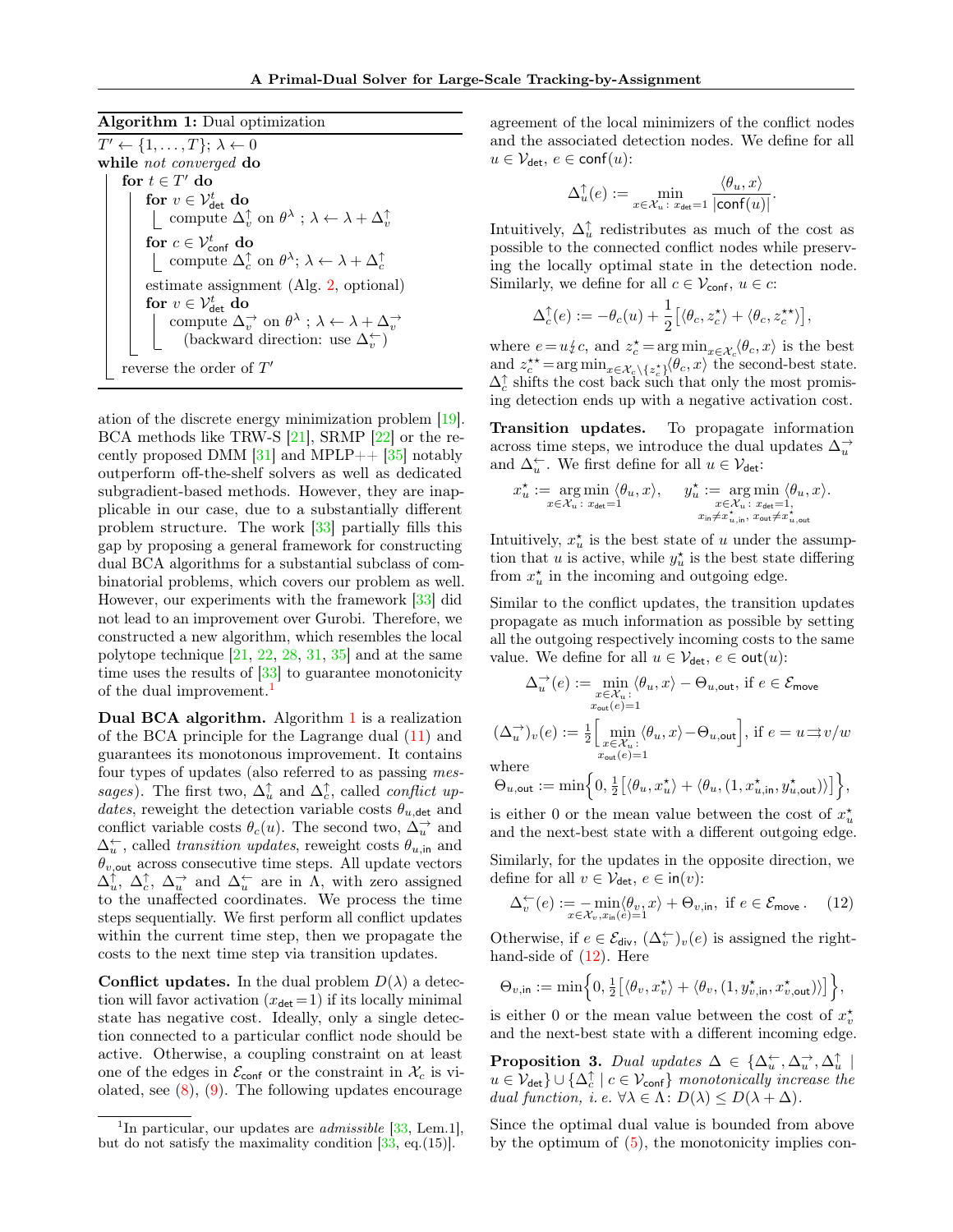**Algorithm 1:** Dual optimization

```
T′ ← {1, . . . , T}; λ ← 0
while not converged do
    for t ∈ T′ do
        for v ∈ V^t_det do
            compute Δ↑_v on θ^λ ; λ ← λ + Δ↑_v
        for c ∈ V^t_conf do
            compute Δ↑_c on θ^λ; λ ← λ + Δ↑_c
        estimate assignment (Alg. 2, optional)
        for v ∈ V^t_det do
            compute Δ→_v on θ^λ ; λ ← λ + Δ→_v
                (backward direction: use Δ←_v)
    reverse the order of T′
```

ation of the discrete energy minimization problem [19]. BCA methods like TRW-S [21], SRMP [22] or the recently proposed DMM [31] and MPLP++ [35] notably outperform off-the-shelf solvers as well as dedicated subgradient-based methods. However, they are inapplicable in our case, due to a substantially different problem structure. The work [33] partially fills this gap by proposing a general framework for constructing dual BCA algorithms for a substantial subclass of combinatorial problems, which covers our problem as well. However, our experiments with the framework [33] did not lead to an improvement over Gurobi. Therefore, we constructed a new algorithm, which resembles the local polytope technique [21, 22, 28, 31, 35] and at the same time uses the results of [33] to guarantee monotonicity of the dual improvement.[1]

**Dual BCA algorithm.** Algorithm 1 is a realization of the BCA principle for the Lagrange dual (11) and guarantees its monotonous improvement. It contains four types of updates (also referred to as passing *messages*). The first two, $\Delta^{\uparrow}_u$ and $\Delta^{\uparrow}_c$, called *conflict updates*, reweight the detection variable costs $\theta_{u,\mathsf{det}}$ and conflict variable costs $\theta_c(u)$. The second two, $\Delta^{\rightarrow}_u$ and $\Delta^{\leftarrow}_u$, called *transition updates*, reweight costs $\theta_{u,\mathsf{in}}$ and $\theta_{v,\mathsf{out}}$ across consecutive time steps. All update vectors $\Delta^{\uparrow}_u$, $\Delta^{\uparrow}_c$, $\Delta^{\rightarrow}_u$ and $\Delta^{\leftarrow}_u$ are in $\Lambda$, with zero assigned to the unaffected coordinates. We process the time steps sequentially. We first perform all conflict updates within the current time step, then we propagate the costs to the next time step via transition updates.

**Conflict updates.** In the dual problem $D(\lambda)$ a detection will favor activation ($x_{\mathsf{det}}=1$) if its locally minimal state has negative cost. Ideally, only a single detection connected to a particular conflict node should be active. Otherwise, a coupling constraint on at least one of the edges in $\mathcal{E}_{\mathsf{conf}}$ or the constraint in $\mathcal{X}_c$ is violated, see (8), (9). The following updates encourage agreement of the local minimizers of the conflict nodes and the associated detection nodes. We define for all $u \in \mathcal{V}_{\mathsf{det}}$, $e \in \mathsf{conf}(u)$:

$$\Delta^{\uparrow}_u(e) := \min_{x \in \mathcal{X}_u\colon x_{\mathsf{det}}=1} \frac{\langle \theta_u, x\rangle}{|\mathsf{conf}(u)|}.$$

Intuitively, $\Delta^{\uparrow}_u$ redistributes as much of the cost as possible to the connected conflict nodes while preserving the locally optimal state in the detection node. Similarly, we define for all $c \in \mathcal{V}_{\mathsf{conf}}$, $u \in c$:

$$\Delta^{\uparrow}_c(e) := -\theta_c(u) + \frac{1}{2}\left[\langle \theta_c, z^\star_c\rangle + \langle \theta_c, z^{\star\star}_c\rangle\right],$$

where $e = u \not\leftrightarrow c$, and $z^\star_c = \arg\min_{x\in\mathcal{X}_c}\langle\theta_c, x\rangle$ is the best and $z^{\star\star}_c = \arg\min_{x\in\mathcal{X}_c\setminus\{z^\star_c\}}\langle\theta_c, x\rangle$ the second-best state. $\Delta^{\uparrow}_c$ shifts the cost back such that only the most promising detection ends up with a negative activation cost.

**Transition updates.** To propagate information across time steps, we introduce the dual updates $\Delta^{\rightarrow}_u$ and $\Delta^{\leftarrow}_u$. We first define for all $u \in \mathcal{V}_{\mathsf{det}}$:

$$x^\star_u := \mathop{\arg\min}_{x\in\mathcal{X}_u\colon x_{\mathsf{det}}=1} \langle\theta_u, x\rangle, \qquad y^\star_u := \mathop{\arg\min}_{\substack{x\in\mathcal{X}_u\colon x_{\mathsf{det}}=1,\\ x_{\mathsf{in}}\neq x^\star_{u,\mathsf{in}},\ x_{\mathsf{out}}\neq x^\star_{u,\mathsf{out}}}} \langle\theta_u, x\rangle.$$

Intuitively, $x^\star_u$ is the best state of $u$ under the assumption that $u$ is active, while $y^\star_u$ is the best state differing from $x^\star_u$ in the incoming and outgoing edge.

Similar to the conflict updates, the transition updates propagate as much information as possible by setting all the outgoing respectively incoming costs to the same value. We define for all $u \in \mathcal{V}_{\mathsf{det}}$, $e \in \mathsf{out}(u)$:

$$\Delta^{\rightarrow}_u(e) := \min_{\substack{x\in\mathcal{X}_u\colon\\ x_{\mathsf{out}}(e)=1}} \langle\theta_u, x\rangle - \Theta_{u,\mathsf{out}},\ \text{if } e \in \mathcal{E}_{\mathsf{move}}$$

$$(\Delta^{\rightarrow}_u)_v(e) := \tfrac{1}{2}\Big[\min_{\substack{x\in\mathcal{X}_u\colon\\ x_{\mathsf{out}}(e)=1}} \langle\theta_u, x\rangle - \Theta_{u,\mathsf{out}}\Big],\ \text{if } e = u \rightrightarrows v/w$$

where

$$\Theta_{u,\mathsf{out}} := \min\Big\{0, \tfrac{1}{2}\big[\langle\theta_u, x^\star_u\rangle + \langle\theta_u, (1, x^\star_{u,\mathsf{in}}, y^\star_{u,\mathsf{out}})\rangle\big]\Big\},$$

is either 0 or the mean value between the cost of $x^\star_u$ and the next-best state with a different outgoing edge.

Similarly, for the updates in the opposite direction, we define for all $v \in \mathcal{V}_{\mathsf{det}}$, $e \in \mathsf{in}(v)$:

$$\Delta^{\leftarrow}_v(e) := -\min_{x\in\mathcal{X}_v, x_{\mathsf{in}}(e)=1}\langle\theta_v, x\rangle + \Theta_{v,\mathsf{in}},\ \text{if } e \in \mathcal{E}_{\mathsf{move}}\,. \tag{12}$$

Otherwise, if $e \in \mathcal{E}_{\mathsf{div}}$, $(\Delta^{\leftarrow}_v)_v(e)$ is assigned the right-hand-side of (12). Here

$$\Theta_{v,\mathsf{in}} := \min\Big\{0, \tfrac{1}{2}\big[\langle\theta_v, x^\star_v\rangle + \langle\theta_v, (1, y^\star_{v,\mathsf{in}}, x^\star_{v,\mathsf{out}})\rangle\big]\Big\},$$

is either 0 or the mean value between the cost of $x^\star_v$ and the next-best state with a different incoming edge.

**Proposition 3.** *Dual updates* $\Delta \in \{\Delta^{\leftarrow}_u, \Delta^{\rightarrow}_u, \Delta^{\uparrow}_u \mid u \in \mathcal{V}_{\mathsf{det}}\} \cup \{\Delta^{\uparrow}_c \mid c \in \mathcal{V}_{\mathsf{conf}}\}$ *monotonically increase the dual function, i. e.* $\forall \lambda \in \Lambda\colon D(\lambda) \le D(\lambda + \Delta)$.

Since the optimal dual value is bounded from above by the optimum of (5), the monotonicity implies con-

[1] In particular, our updates are *admissible* [33, Lem.1], but do not satisfy the maximality condition [33, eq.(15)].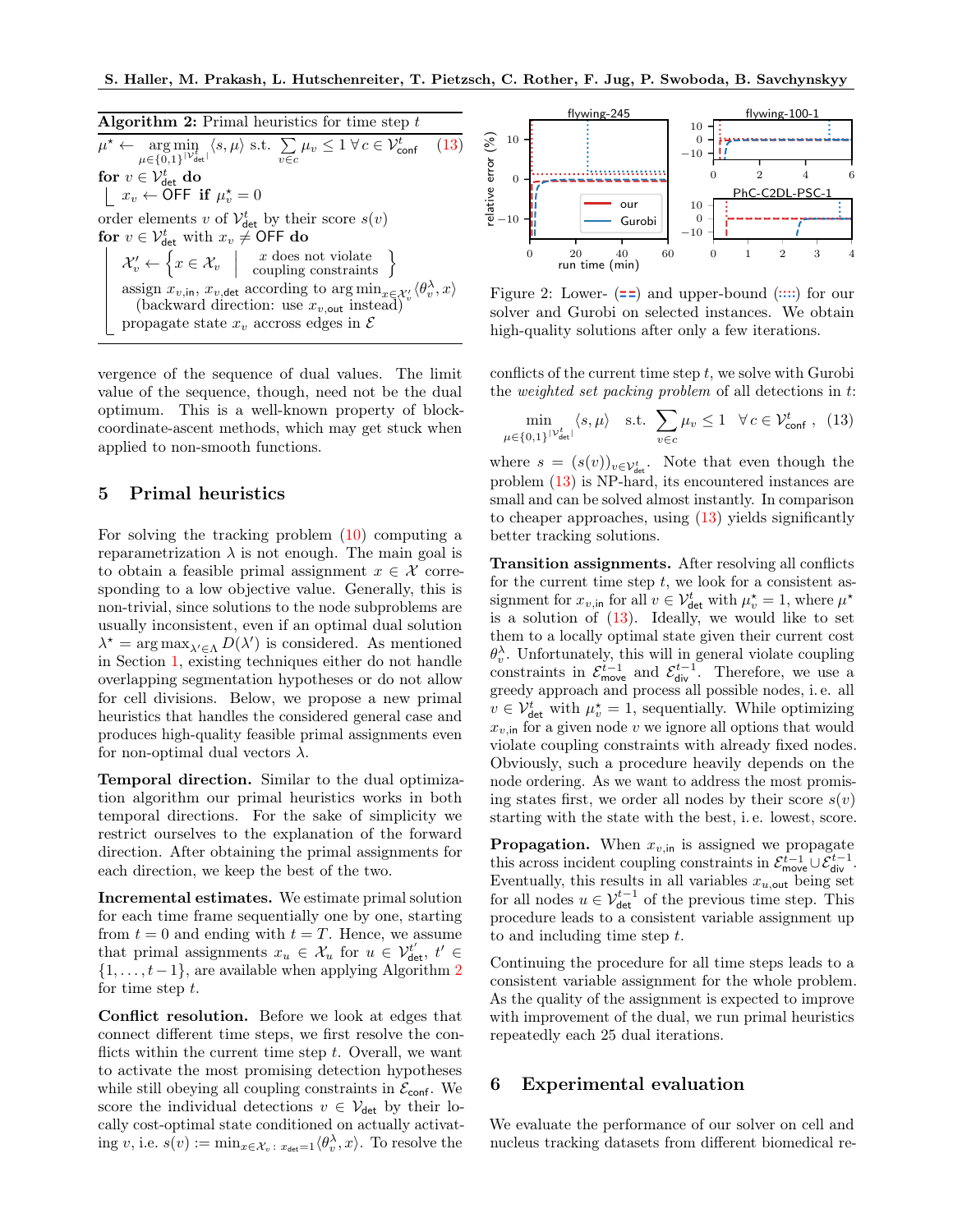**Algorithm 2:** Primal heuristics for time step $t$

$\mu^\star \leftarrow \underset{\mu \in \{0,1\}^{|\mathcal{V}^t_{\mathsf{det}}|}}{\arg\min} \langle s, \mu \rangle$ s.t. $\sum_{v \in c} \mu_v \leq 1 \; \forall c \in \mathcal{V}^t_{\mathsf{conf}}$ (13)

**for** $v \in \mathcal{V}^t_{\mathsf{det}}$ **do**
- $x_v \leftarrow \mathsf{OFF}$ **if** $\mu^\star_v = 0$

order elements $v$ of $\mathcal{V}^t_{\mathsf{det}}$ by their score $s(v)$

**for** $v \in \mathcal{V}^t_{\mathsf{det}}$ with $x_v \neq \mathsf{OFF}$ **do**
- $\mathcal{X}'_v \leftarrow \left\{ x \in \mathcal{X}_v \;\middle|\; \begin{array}{c} x \text{ does not violate} \\ \text{coupling constraints} \end{array} \right\}$
- assign $x_{v,\mathsf{in}}$, $x_{v,\mathsf{det}}$ according to $\arg\min_{x \in \mathcal{X}'_v} \langle \theta^\lambda_v, x \rangle$ (backward direction: use $x_{v,\mathsf{out}}$ instead)
- propagate state $x_v$ accross edges in $\mathcal{E}$

vergence of the sequence of dual values. The limit value of the sequence, though, need not be the dual optimum. This is a well-known property of block-coordinate-ascent methods, which may get stuck when applied to non-smooth functions.

## 5 Primal heuristics

For solving the tracking problem (10) computing a reparametrization $\lambda$ is not enough. The main goal is to obtain a feasible primal assignment $x \in \mathcal{X}$ corresponding to a low objective value. Generally, this is non-trivial, since solutions to the node subproblems are usually inconsistent, even if an optimal dual solution $\lambda^\star = \arg\max_{\lambda' \in \Lambda} D(\lambda')$ is considered. As mentioned in Section 1, existing techniques either do not handle overlapping segmentation hypotheses or do not allow for cell divisions. Below, we propose a new primal heuristics that handles the considered general case and produces high-quality feasible primal assignments even for non-optimal dual vectors $\lambda$.

**Temporal direction.** Similar to the dual optimization algorithm our primal heuristics works in both temporal directions. For the sake of simplicity we restrict ourselves to the explanation of the forward direction. After obtaining the primal assignments for each direction, we keep the best of the two.

**Incremental estimates.** We estimate primal solution for each time frame sequentially one by one, starting from $t = 0$ and ending with $t = T$. Hence, we assume that primal assignments $x_u \in \mathcal{X}_u$ for $u \in \mathcal{V}^{t'}_{\mathsf{det}}$, $t' \in \{1, \ldots, t-1\}$, are available when applying Algorithm 2 for time step $t$.

**Conflict resolution.** Before we look at edges that connect different time steps, we first resolve the conflicts within the current time step $t$. Overall, we want to activate the most promising detection hypotheses while still obeying all coupling constraints in $\mathcal{E}_{\mathsf{conf}}$. We score the individual detections $v \in \mathcal{V}_{\mathsf{det}}$ by their locally cost-optimal state conditioned on actually activating $v$, i.e. $s(v) := \min_{x \in \mathcal{X}_v \colon x_{\mathsf{det}}=1} \langle \theta^\lambda_v, x \rangle$. To resolve the

Figure 2: Lower- (dashed) and upper-bound (dotted) for our solver and Gurobi on selected instances. We obtain high-quality solutions after only a few iterations.

conflicts of the current time step $t$, we solve with Gurobi the *weighted set packing problem* of all detections in $t$:

$$\min_{\mu \in \{0,1\}^{|\mathcal{V}^t_{\mathsf{det}}|}} \langle s, \mu \rangle \quad \text{s.t.} \quad \sum_{v \in c} \mu_v \leq 1 \quad \forall c \in \mathcal{V}^t_{\mathsf{conf}} \,, \quad (13)$$

where $s = (s(v))_{v \in \mathcal{V}^t_{\mathsf{det}}}$. Note that even though the problem (13) is NP-hard, its encountered instances are small and can be solved almost instantly. In comparison to cheaper approaches, using (13) yields significantly better tracking solutions.

**Transition assignments.** After resolving all conflicts for the current time step $t$, we look for a consistent assignment for $x_{v,\mathsf{in}}$ for all $v \in \mathcal{V}^t_{\mathsf{det}}$ with $\mu^\star_v = 1$, where $\mu^\star$ is a solution of (13). Ideally, we would like to set them to a locally optimal state given their current cost $\theta^\lambda_v$. Unfortunately, this will in general violate coupling constraints in $\mathcal{E}^{t-1}_{\mathsf{move}}$ and $\mathcal{E}^{t-1}_{\mathsf{div}}$. Therefore, we use a greedy approach and process all possible nodes, i. e. all $v \in \mathcal{V}^t_{\mathsf{det}}$ with $\mu^\star_v = 1$, sequentially. While optimizing $x_{v,\mathsf{in}}$ for a given node $v$ we ignore all options that would violate coupling constraints with already fixed nodes. Obviously, such a procedure heavily depends on the node ordering. As we want to address the most promising states first, we order all nodes by their score $s(v)$ starting with the state with the best, i. e. lowest, score.

**Propagation.** When $x_{v,\mathsf{in}}$ is assigned we propagate this across incident coupling constraints in $\mathcal{E}^{t-1}_{\mathsf{move}} \cup \mathcal{E}^{t-1}_{\mathsf{div}}$. Eventually, this results in all variables $x_{u,\mathsf{out}}$ being set for all nodes $u \in \mathcal{V}^{t-1}_{\mathsf{det}}$ of the previous time step. This procedure leads to a consistent variable assignment up to and including time step $t$.

Continuing the procedure for all time steps leads to a consistent variable assignment for the whole problem. As the quality of the assignment is expected to improve with improvement of the dual, we run primal heuristics repeatedly each 25 dual iterations.

## 6 Experimental evaluation

We evaluate the performance of our solver on cell and nucleus tracking datasets from different biomedical re-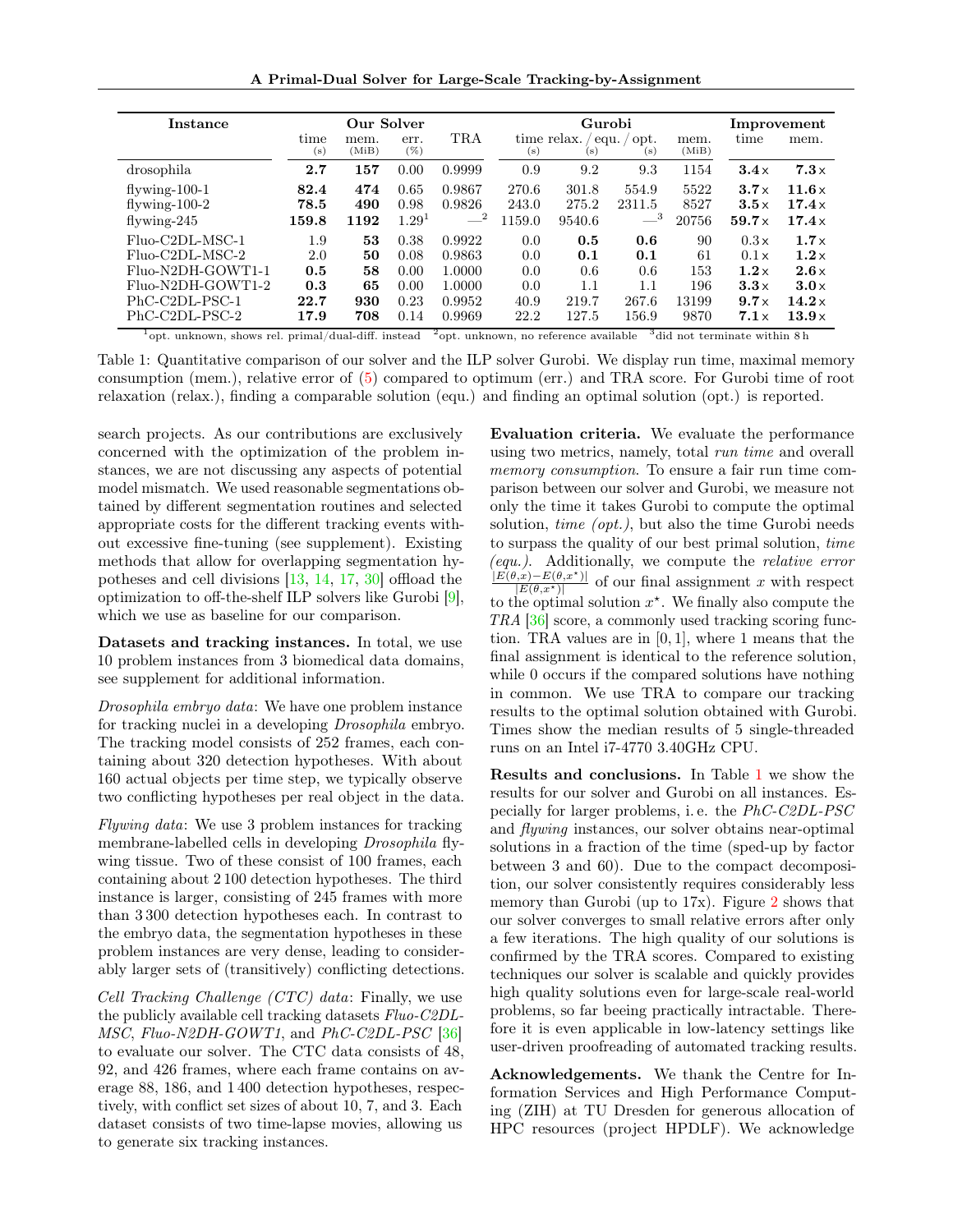| Instance | Our Solver | | | | Gurobi | | | | Improvement | |
|---|---|---|---|---|---|---|---|---|---|---|
| | time (s) | mem. (MiB) | err. (%) | TRA | time relax. (s) | / equ. (s) | / opt. (s) | mem. (MiB) | time | mem. |
| drosophila | **2.7** | **157** | 0.00 | 0.9999 | 0.9 | 9.2 | 9.3 | 1154 | **3.4×** | **7.3×** |
| flywing-100-1 | **82.4** | **474** | 0.65 | 0.9867 | 270.6 | 301.8 | 554.9 | 5522 | **3.7×** | **11.6×** |
| flywing-100-2 | **78.5** | **490** | 0.98 | 0.9826 | 243.0 | 275.2 | 2311.5 | 8527 | **3.5×** | **17.4×** |
| flywing-245 | **159.8** | **1192** | 1.29[1] | —[2] | 1159.0 | 9540.6 | —[3] | 20756 | **59.7×** | **17.4×** |
| Fluo-C2DL-MSC-1 | 1.9 | **53** | 0.38 | 0.9922 | 0.0 | **0.5** | **0.6** | 90 | 0.3× | **1.7×** |
| Fluo-C2DL-MSC-2 | 2.0 | **50** | 0.08 | 0.9863 | 0.0 | **0.1** | **0.1** | 61 | 0.1× | **1.2×** |
| Fluo-N2DH-GOWT1-1 | **0.5** | **58** | 0.00 | 1.0000 | 0.0 | 0.6 | 0.6 | 153 | **1.2×** | **2.6×** |
| Fluo-N2DH-GOWT1-2 | **0.3** | **65** | 0.00 | 1.0000 | 0.0 | 1.1 | 1.1 | 196 | **3.3×** | **3.0×** |
| PhC-C2DL-PSC-1 | **22.7** | **930** | 0.23 | 0.9952 | 40.9 | 219.7 | 267.6 | 13199 | **9.7×** | **14.2×** |
| PhC-C2DL-PSC-2 | **17.9** | **708** | 0.14 | 0.9969 | 22.2 | 127.5 | 156.9 | 9870 | **7.1×** | **13.9×** |

[1]opt. unknown, shows rel. primal/dual-diff. instead [2]opt. unknown, no reference available [3]did not terminate within 8 h

Table 1: Quantitative comparison of our solver and the ILP solver Gurobi. We display run time, maximal memory consumption (mem.), relative error of (5) compared to optimum (err.) and TRA score. For Gurobi time of root relaxation (relax.), finding a comparable solution (equ.) and finding an optimal solution (opt.) is reported.

search projects. As our contributions are exclusively concerned with the optimization of the problem instances, we are not discussing any aspects of potential model mismatch. We used reasonable segmentations obtained by different segmentation routines and selected appropriate costs for the different tracking events without excessive fine-tuning (see supplement). Existing methods that allow for overlapping segmentation hypotheses and cell divisions [13, 14, 17, 30] offload the optimization to off-the-shelf ILP solvers like Gurobi [9], which we use as baseline for our comparison.

**Datasets and tracking instances.** In total, we use 10 problem instances from 3 biomedical data domains, see supplement for additional information.

*Drosophila embryo data*: We have one problem instance for tracking nuclei in a developing *Drosophila* embryo. The tracking model consists of 252 frames, each containing about 320 detection hypotheses. With about 160 actual objects per time step, we typically observe two conflicting hypotheses per real object in the data.

*Flywing data*: We use 3 problem instances for tracking membrane-labelled cells in developing *Drosophila* flywing tissue. Two of these consist of 100 frames, each containing about 2 100 detection hypotheses. The third instance is larger, consisting of 245 frames with more than 3 300 detection hypotheses each. In contrast to the embryo data, the segmentation hypotheses in these problem instances are very dense, leading to considerably larger sets of (transitively) conflicting detections.

*Cell Tracking Challenge (CTC) data*: Finally, we use the publicly available cell tracking datasets *Fluo-C2DL-MSC*, *Fluo-N2DH-GOWT1*, and *PhC-C2DL-PSC* [36] to evaluate our solver. The CTC data consists of 48, 92, and 426 frames, where each frame contains on average 88, 186, and 1 400 detection hypotheses, respectively, with conflict set sizes of about 10, 7, and 3. Each dataset consists of two time-lapse movies, allowing us to generate six tracking instances.

**Evaluation criteria.** We evaluate the performance using two metrics, namely, total *run time* and overall *memory consumption*. To ensure a fair run time comparison between our solver and Gurobi, we measure not only the time it takes Gurobi to compute the optimal solution, *time (opt.)*, but also the time Gurobi needs to surpass the quality of our best primal solution, *time (equ.)*. Additionally, we compute the *relative error* $\frac{|E(\theta,x)-E(\theta,x^\star)|}{|E(\theta,x^\star)|}$ of our final assignment $x$ with respect to the optimal solution $x^\star$. We finally also compute the *TRA* [36] score, a commonly used tracking scoring function. TRA values are in $[0, 1]$, where 1 means that the final assignment is identical to the reference solution, while 0 occurs if the compared solutions have nothing in common. We use TRA to compare our tracking results to the optimal solution obtained with Gurobi. Times show the median results of 5 single-threaded runs on an Intel i7-4770 3.40GHz CPU.

**Results and conclusions.** In Table 1 we show the results for our solver and Gurobi on all instances. Especially for larger problems, i. e. the *PhC-C2DL-PSC* and *flywing* instances, our solver obtains near-optimal solutions in a fraction of the time (sped-up by factor between 3 and 60). Due to the compact decomposition, our solver consistently requires considerably less memory than Gurobi (up to 17x). Figure 2 shows that our solver converges to small relative errors after only a few iterations. The high quality of our solutions is confirmed by the TRA scores. Compared to existing techniques our solver is scalable and quickly provides high quality solutions even for large-scale real-world problems, so far beeing practically intractable. Therefore it is even applicable in low-latency settings like user-driven proofreading of automated tracking results.

**Acknowledgements.** We thank the Centre for Information Services and High Performance Computing (ZIH) at TU Dresden for generous allocation of HPC resources (project HPDLF). We acknowledge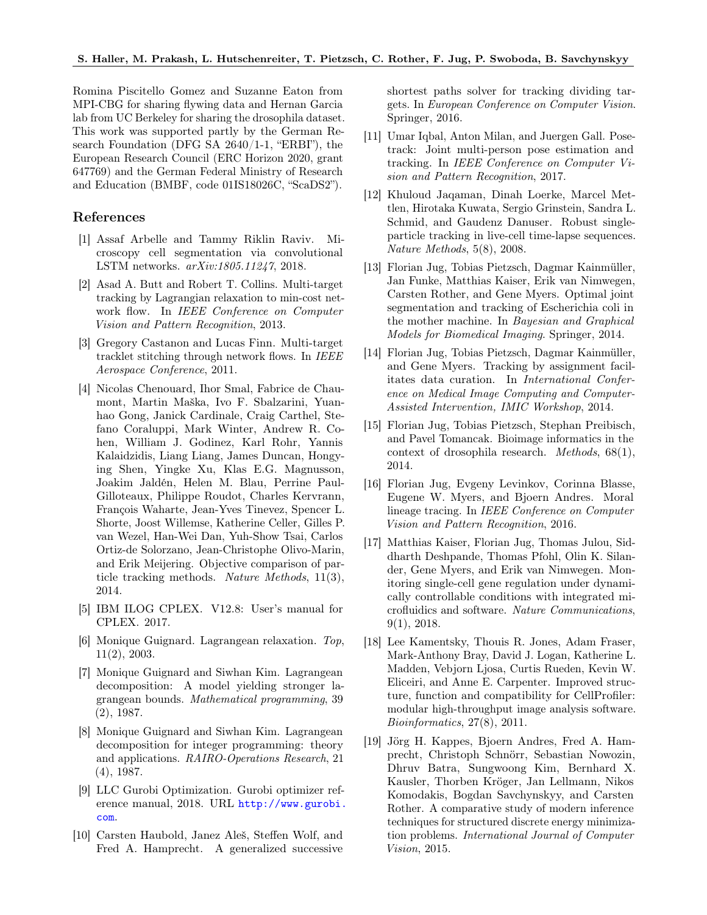Romina Piscitello Gomez and Suzanne Eaton from MPI-CBG for sharing flywing data and Hernan Garcia lab from UC Berkeley for sharing the drosophila dataset. This work was supported partly by the German Research Foundation (DFG SA 2640/1-1, "ERBI"), the European Research Council (ERC Horizon 2020, grant 647769) and the German Federal Ministry of Research and Education (BMBF, code 01IS18026C, "ScaDS2").

## References

[1] Assaf Arbelle and Tammy Riklin Raviv. Microscopy cell segmentation via convolutional LSTM networks. *arXiv:1805.11247*, 2018.

[2] Asad A. Butt and Robert T. Collins. Multi-target tracking by Lagrangian relaxation to min-cost network flow. In *IEEE Conference on Computer Vision and Pattern Recognition*, 2013.

[3] Gregory Castanon and Lucas Finn. Multi-target tracklet stitching through network flows. In *IEEE Aerospace Conference*, 2011.

[4] Nicolas Chenouard, Ihor Smal, Fabrice de Chaumont, Martin Maška, Ivo F. Sbalzarini, Yuanhao Gong, Janick Cardinale, Craig Carthel, Stefano Coraluppi, Mark Winter, Andrew R. Cohen, William J. Godinez, Karl Rohr, Yannis Kalaidzidis, Liang Liang, James Duncan, Hongying Shen, Yingke Xu, Klas E.G. Magnusson, Joakim Jaldén, Helen M. Blau, Perrine Paul-Gilloteaux, Philippe Roudot, Charles Kervrann, François Waharte, Jean-Yves Tinevez, Spencer L. Shorte, Joost Willemse, Katherine Celler, Gilles P. van Wezel, Han-Wei Dan, Yuh-Show Tsai, Carlos Ortiz-de Solorzano, Jean-Christophe Olivo-Marin, and Erik Meijering. Objective comparison of particle tracking methods. *Nature Methods*, 11(3), 2014.

[5] IBM ILOG CPLEX. V12.8: User's manual for CPLEX. 2017.

[6] Monique Guignard. Lagrangean relaxation. *Top*, 11(2), 2003.

[7] Monique Guignard and Siwhan Kim. Lagrangean decomposition: A model yielding stronger lagrangean bounds. *Mathematical programming*, 39 (2), 1987.

[8] Monique Guignard and Siwhan Kim. Lagrangean decomposition for integer programming: theory and applications. *RAIRO-Operations Research*, 21 (4), 1987.

[9] LLC Gurobi Optimization. Gurobi optimizer reference manual, 2018. URL http://www.gurobi.com.

[10] Carsten Haubold, Janez Aleš, Steffen Wolf, and Fred A. Hamprecht. A generalized successive shortest paths solver for tracking dividing targets. In *European Conference on Computer Vision*. Springer, 2016.

[11] Umar Iqbal, Anton Milan, and Juergen Gall. Posetrack: Joint multi-person pose estimation and tracking. In *IEEE Conference on Computer Vision and Pattern Recognition*, 2017.

[12] Khuloud Jaqaman, Dinah Loerke, Marcel Mettlen, Hirotaka Kuwata, Sergio Grinstein, Sandra L. Schmid, and Gaudenz Danuser. Robust single-particle tracking in live-cell time-lapse sequences. *Nature Methods*, 5(8), 2008.

[13] Florian Jug, Tobias Pietzsch, Dagmar Kainmüller, Jan Funke, Matthias Kaiser, Erik van Nimwegen, Carsten Rother, and Gene Myers. Optimal joint segmentation and tracking of Escherichia coli in the mother machine. In *Bayesian and Graphical Models for Biomedical Imaging*. Springer, 2014.

[14] Florian Jug, Tobias Pietzsch, Dagmar Kainmüller, and Gene Myers. Tracking by assignment facilitates data curation. In *International Conference on Medical Image Computing and Computer-Assisted Intervention, IMIC Workshop*, 2014.

[15] Florian Jug, Tobias Pietzsch, Stephan Preibisch, and Pavel Tomancak. Bioimage informatics in the context of drosophila research. *Methods*, 68(1), 2014.

[16] Florian Jug, Evgeny Levinkov, Corinna Blasse, Eugene W. Myers, and Bjoern Andres. Moral lineage tracing. In *IEEE Conference on Computer Vision and Pattern Recognition*, 2016.

[17] Matthias Kaiser, Florian Jug, Thomas Julou, Siddharth Deshpande, Thomas Pfohl, Olin K. Silander, Gene Myers, and Erik van Nimwegen. Monitoring single-cell gene regulation under dynamically controllable conditions with integrated microfluidics and software. *Nature Communications*, 9(1), 2018.

[18] Lee Kamentsky, Thouis R. Jones, Adam Fraser, Mark-Anthony Bray, David J. Logan, Katherine L. Madden, Vebjorn Ljosa, Curtis Rueden, Kevin W. Eliceiri, and Anne E. Carpenter. Improved structure, function and compatibility for CellProfiler: modular high-throughput image analysis software. *Bioinformatics*, 27(8), 2011.

[19] Jörg H. Kappes, Bjoern Andres, Fred A. Hamprecht, Christoph Schnörr, Sebastian Nowozin, Dhruv Batra, Sungwoong Kim, Bernhard X. Kausler, Thorben Kröger, Jan Lellmann, Nikos Komodakis, Bogdan Savchynskyy, and Carsten Rother. A comparative study of modern inference techniques for structured discrete energy minimization problems. *International Journal of Computer Vision*, 2015.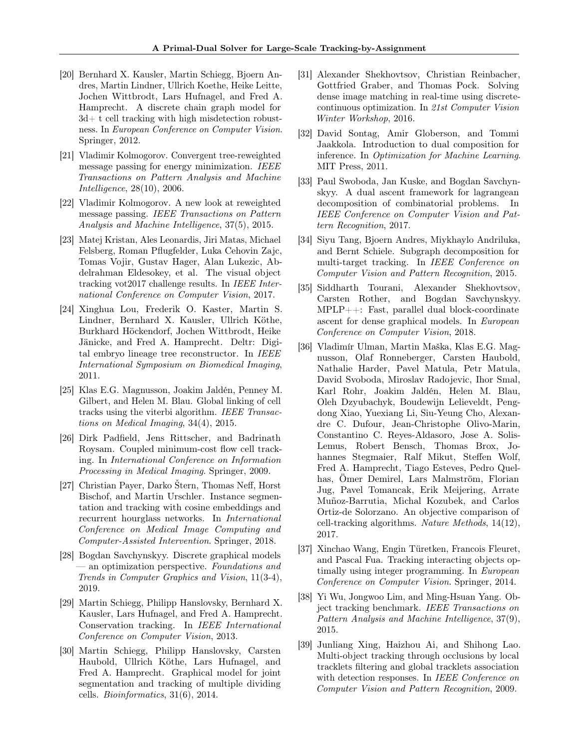[20] Bernhard X. Kausler, Martin Schiegg, Bjoern Andres, Martin Lindner, Ullrich Koethe, Heike Leitte, Jochen Wittbrodt, Lars Hufnagel, and Fred A. Hamprecht. A discrete chain graph model for 3d+ t cell tracking with high misdetection robustness. In *European Conference on Computer Vision*. Springer, 2012.

[21] Vladimir Kolmogorov. Convergent tree-reweighted message passing for energy minimization. *IEEE Transactions on Pattern Analysis and Machine Intelligence*, 28(10), 2006.

[22] Vladimir Kolmogorov. A new look at reweighted message passing. *IEEE Transactions on Pattern Analysis and Machine Intelligence*, 37(5), 2015.

[23] Matej Kristan, Ales Leonardis, Jiri Matas, Michael Felsberg, Roman Pflugfelder, Luka Cehovin Zajc, Tomas Vojir, Gustav Hager, Alan Lukezic, Abdelrahman Eldesokey, et al. The visual object tracking vot2017 challenge results. In *IEEE International Conference on Computer Vision*, 2017.

[24] Xinghua Lou, Frederik O. Kaster, Martin S. Lindner, Bernhard X. Kausler, Ullrich Köthe, Burkhard Höckendorf, Jochen Wittbrodt, Heike Jänicke, and Fred A. Hamprecht. Deltr: Digital embryo lineage tree reconstructor. In *IEEE International Symposium on Biomedical Imaging*, 2011.

[25] Klas E.G. Magnusson, Joakim Jaldén, Penney M. Gilbert, and Helen M. Blau. Global linking of cell tracks using the viterbi algorithm. *IEEE Transactions on Medical Imaging*, 34(4), 2015.

[26] Dirk Padfield, Jens Rittscher, and Badrinath Roysam. Coupled minimum-cost flow cell tracking. In *International Conference on Information Processing in Medical Imaging*. Springer, 2009.

[27] Christian Payer, Darko Štern, Thomas Neff, Horst Bischof, and Martin Urschler. Instance segmentation and tracking with cosine embeddings and recurrent hourglass networks. In *International Conference on Medical Image Computing and Computer-Assisted Intervention*. Springer, 2018.

[28] Bogdan Savchynskyy. Discrete graphical models — an optimization perspective. *Foundations and Trends in Computer Graphics and Vision*, 11(3-4), 2019.

[29] Martin Schiegg, Philipp Hanslovsky, Bernhard X. Kausler, Lars Hufnagel, and Fred A. Hamprecht. Conservation tracking. In *IEEE International Conference on Computer Vision*, 2013.

[30] Martin Schiegg, Philipp Hanslovsky, Carsten Haubold, Ullrich Köthe, Lars Hufnagel, and Fred A. Hamprecht. Graphical model for joint segmentation and tracking of multiple dividing cells. *Bioinformatics*, 31(6), 2014.

[31] Alexander Shekhovtsov, Christian Reinbacher, Gottfried Graber, and Thomas Pock. Solving dense image matching in real-time using discrete-continuous optimization. In *21st Computer Vision Winter Workshop*, 2016.

[32] David Sontag, Amir Globerson, and Tommi Jaakkola. Introduction to dual composition for inference. In *Optimization for Machine Learning*. MIT Press, 2011.

[33] Paul Swoboda, Jan Kuske, and Bogdan Savchynskyy. A dual ascent framework for lagrangean decomposition of combinatorial problems. In *IEEE Conference on Computer Vision and Pattern Recognition*, 2017.

[34] Siyu Tang, Bjoern Andres, Miykhaylo Andriluka, and Bernt Schiele. Subgraph decomposition for multi-target tracking. In *IEEE Conference on Computer Vision and Pattern Recognition*, 2015.

[35] Siddharth Tourani, Alexander Shekhovtsov, Carsten Rother, and Bogdan Savchynskyy. MPLP++: Fast, parallel dual block-coordinate ascent for dense graphical models. In *European Conference on Computer Vision*, 2018.

[36] Vladimír Ulman, Martin Maška, Klas E.G. Magnusson, Olaf Ronneberger, Carsten Haubold, Nathalie Harder, Pavel Matula, Petr Matula, David Svoboda, Miroslav Radojevic, Ihor Smal, Karl Rohr, Joakim Jaldén, Helen M. Blau, Oleh Dzyubachyk, Boudewijn Lelieveldt, Pengdong Xiao, Yuexiang Li, Siu-Yeung Cho, Alexandre C. Dufour, Jean-Christophe Olivo-Marin, Constantino C. Reyes-Aldasoro, Jose A. Solis-Lemus, Robert Bensch, Thomas Brox, Johannes Stegmaier, Ralf Mikut, Steffen Wolf, Fred A. Hamprecht, Tiago Esteves, Pedro Quelhas, Ömer Demirel, Lars Malmström, Florian Jug, Pavel Tomancak, Erik Meijering, Arrate Muñoz-Barrutia, Michal Kozubek, and Carlos Ortiz-de Solorzano. An objective comparison of cell-tracking algorithms. *Nature Methods*, 14(12), 2017.

[37] Xinchao Wang, Engin Türetken, Francois Fleuret, and Pascal Fua. Tracking interacting objects optimally using integer programming. In *European Conference on Computer Vision*. Springer, 2014.

[38] Yi Wu, Jongwoo Lim, and Ming-Hsuan Yang. Object tracking benchmark. *IEEE Transactions on Pattern Analysis and Machine Intelligence*, 37(9), 2015.

[39] Junliang Xing, Haizhou Ai, and Shihong Lao. Multi-object tracking through occlusions by local tracklets filtering and global tracklets association with detection responses. In *IEEE Conference on Computer Vision and Pattern Recognition*, 2009.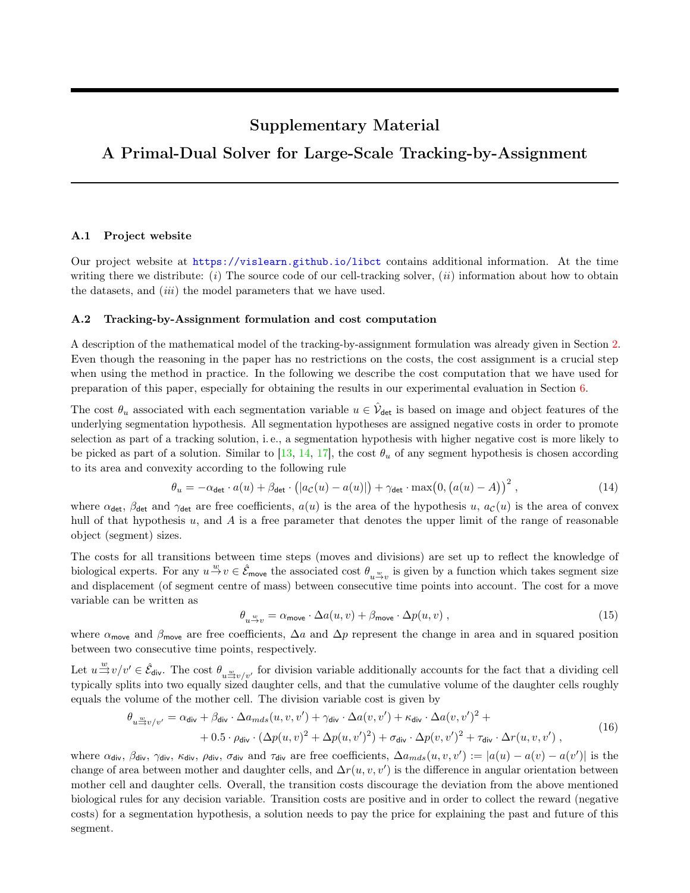# Supplementary Material

# A Primal-Dual Solver for Large-Scale Tracking-by-Assignment

### A.1 Project website

Our project website at https://vislearn.github.io/libct contains additional information. At the time writing there we distribute: (*i*) The source code of our cell-tracking solver, (*ii*) information about how to obtain the datasets, and (*iii*) the model parameters that we have used.

### A.2 Tracking-by-Assignment formulation and cost computation

A description of the mathematical model of the tracking-by-assignment formulation was already given in Section 2. Even though the reasoning in the paper has no restrictions on the costs, the cost assignment is a crucial step when using the method in practice. In the following we describe the cost computation that we have used for preparation of this paper, especially for obtaining the results in our experimental evaluation in Section 6.

The cost $\theta_u$ associated with each segmentation variable $u \in \hat{\mathcal{V}}_{\mathsf{det}}$ is based on image and object features of the underlying segmentation hypothesis. All segmentation hypotheses are assigned negative costs in order to promote selection as part of a tracking solution, i. e., a segmentation hypothesis with higher negative cost is more likely to be picked as part of a solution. Similar to [13, 14, 17], the cost $\theta_u$ of any segment hypothesis is chosen according to its area and convexity according to the following rule

$$\theta_u = -\alpha_{\mathsf{det}} \cdot a(u) + \beta_{\mathsf{det}} \cdot \big(|a_{\mathcal{C}}(u) - a(u)|\big) + \gamma_{\mathsf{det}} \cdot \max\big(0, \big(a(u) - A\big)\big)^2 , \tag{14}$$

where $\alpha_{\mathsf{det}}$, $\beta_{\mathsf{det}}$ and $\gamma_{\mathsf{det}}$ are free coefficients, $a(u)$ is the area of the hypothesis $u$, $a_{\mathcal{C}}(u)$ is the area of convex hull of that hypothesis $u$, and $A$ is a free parameter that denotes the upper limit of the range of reasonable object (segment) sizes.

The costs for all transitions between time steps (moves and divisions) are set up to reflect the knowledge of biological experts. For any $u \overset{w}{\to} v \in \hat{\mathcal{E}}_{\mathsf{move}}$ the associated cost $\theta_{u \overset{w}{\to} v}$ is given by a function which takes segment size and displacement (of segment centre of mass) between consecutive time points into account. The cost for a move variable can be written as

$$\theta_{u \overset{w}{\to} v} = \alpha_{\mathsf{move}} \cdot \Delta a(u, v) + \beta_{\mathsf{move}} \cdot \Delta p(u, v) , \tag{15}$$

where $\alpha_{\mathsf{move}}$ and $\beta_{\mathsf{move}}$ are free coefficients, $\Delta a$ and $\Delta p$ represent the change in area and in squared position between two consecutive time points, respectively.

Let $u \overset{w}{\rightrightarrows} v/v' \in \hat{\mathcal{E}}_{\mathsf{div}}$. The cost $\theta_{u \overset{w}{\rightrightarrows} v/v'}$ for division variable additionally accounts for the fact that a dividing cell typically splits into two equally sized daughter cells, and that the cumulative volume of the daughter cells roughly equals the volume of the mother cell. The division variable cost is given by

$$\begin{aligned} \theta_{u \overset{w}{\rightrightarrows} v/v'} = \alpha_{\mathsf{div}} &+ \beta_{\mathsf{div}} \cdot \Delta a_{mds}(u, v, v') + \gamma_{\mathsf{div}} \cdot \Delta a(v, v') + \kappa_{\mathsf{div}} \cdot \Delta a(v, v')^2 + \\ &+ 0.5 \cdot \rho_{\mathsf{div}} \cdot (\Delta p(u, v)^2 + \Delta p(u, v')^2) + \sigma_{\mathsf{div}} \cdot \Delta p(v, v')^2 + \tau_{\mathsf{div}} \cdot \Delta r(u, v, v') , \end{aligned} \tag{16}$$

where $\alpha_{\mathsf{div}}$, $\beta_{\mathsf{div}}$, $\gamma_{\mathsf{div}}$, $\kappa_{\mathsf{div}}$, $\rho_{\mathsf{div}}$, $\sigma_{\mathsf{div}}$ and $\tau_{\mathsf{div}}$ are free coefficients, $\Delta a_{mds}(u, v, v') := |a(u) - a(v) - a(v')|$ is the change of area between mother and daughter cells, and $\Delta r(u, v, v')$ is the difference in angular orientation between mother cell and daughter cells. Overall, the transition costs discourage the deviation from the above mentioned biological rules for any decision variable. Transition costs are positive and in order to collect the reward (negative costs) for a segmentation hypothesis, a solution needs to pay the price for explaining the past and future of this segment.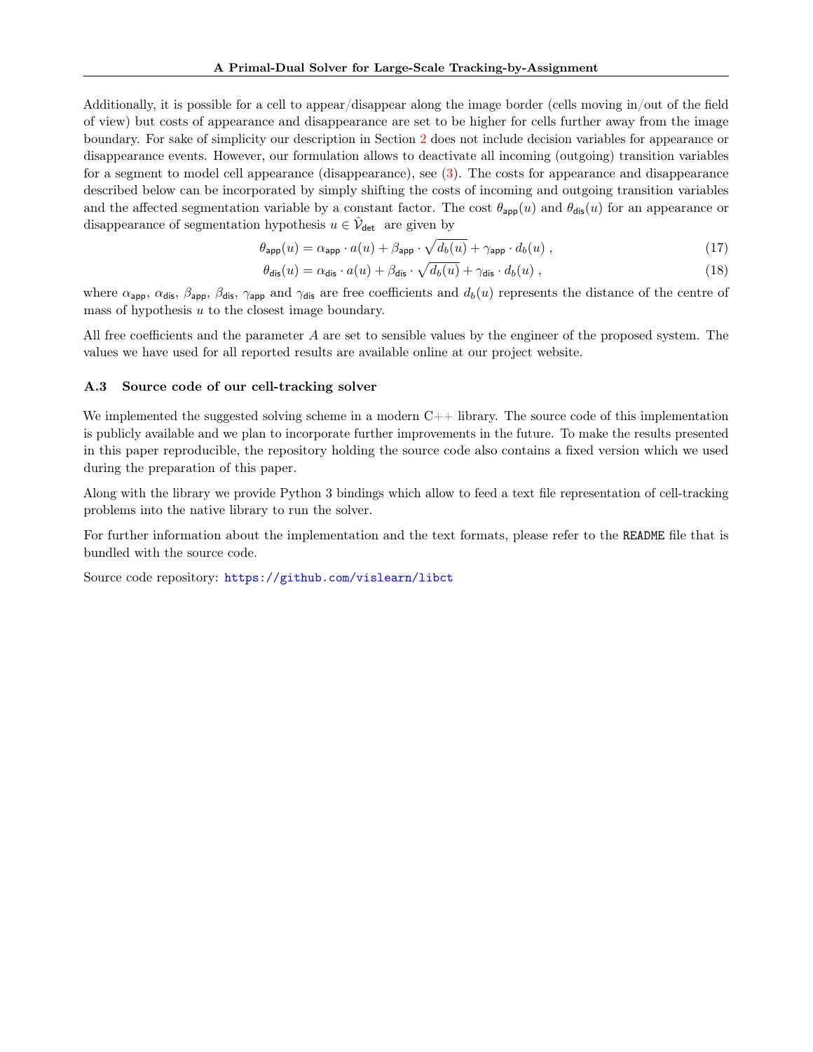Additionally, it is possible for a cell to appear/disappear along the image border (cells moving in/out of the field of view) but costs of appearance and disappearance are set to be higher for cells further away from the image boundary. For sake of simplicity our description in Section 2 does not include decision variables for appearance or disappearance events. However, our formulation allows to deactivate all incoming (outgoing) transition variables for a segment to model cell appearance (disappearance), see (3). The costs for appearance and disappearance described below can be incorporated by simply shifting the costs of incoming and outgoing transition variables and the affected segmentation variable by a constant factor. The cost $\theta_{\mathsf{app}}(u)$ and $\theta_{\mathsf{dis}}(u)$ for an appearance or disappearance of segmentation hypothesis $u \in \hat{\mathcal{V}}_{\mathsf{det}}$ are given by

$$\theta_{\mathsf{app}}(u) = \alpha_{\mathsf{app}} \cdot a(u) + \beta_{\mathsf{app}} \cdot \sqrt{d_b(u)} + \gamma_{\mathsf{app}} \cdot d_b(u) \,, \tag{17}$$

$$\theta_{\mathsf{dis}}(u) = \alpha_{\mathsf{dis}} \cdot a(u) + \beta_{\mathsf{dis}} \cdot \sqrt{d_b(u)} + \gamma_{\mathsf{dis}} \cdot d_b(u) \,, \tag{18}$$

where $\alpha_{\mathsf{app}}$, $\alpha_{\mathsf{dis}}$, $\beta_{\mathsf{app}}$, $\beta_{\mathsf{dis}}$, $\gamma_{\mathsf{app}}$ and $\gamma_{\mathsf{dis}}$ are free coefficients and $d_b(u)$ represents the distance of the centre of mass of hypothesis $u$ to the closest image boundary.

All free coefficients and the parameter $A$ are set to sensible values by the engineer of the proposed system. The values we have used for all reported results are available online at our project website.

### A.3 Source code of our cell-tracking solver

We implemented the suggested solving scheme in a modern C++ library. The source code of this implementation is publicly available and we plan to incorporate further improvements in the future. To make the results presented in this paper reproducible, the repository holding the source code also contains a fixed version which we used during the preparation of this paper.

Along with the library we provide Python 3 bindings which allow to feed a text file representation of cell-tracking problems into the native library to run the solver.

For further information about the implementation and the text formats, please refer to the `README` file that is bundled with the source code.

Source code repository: https://github.com/vislearn/libct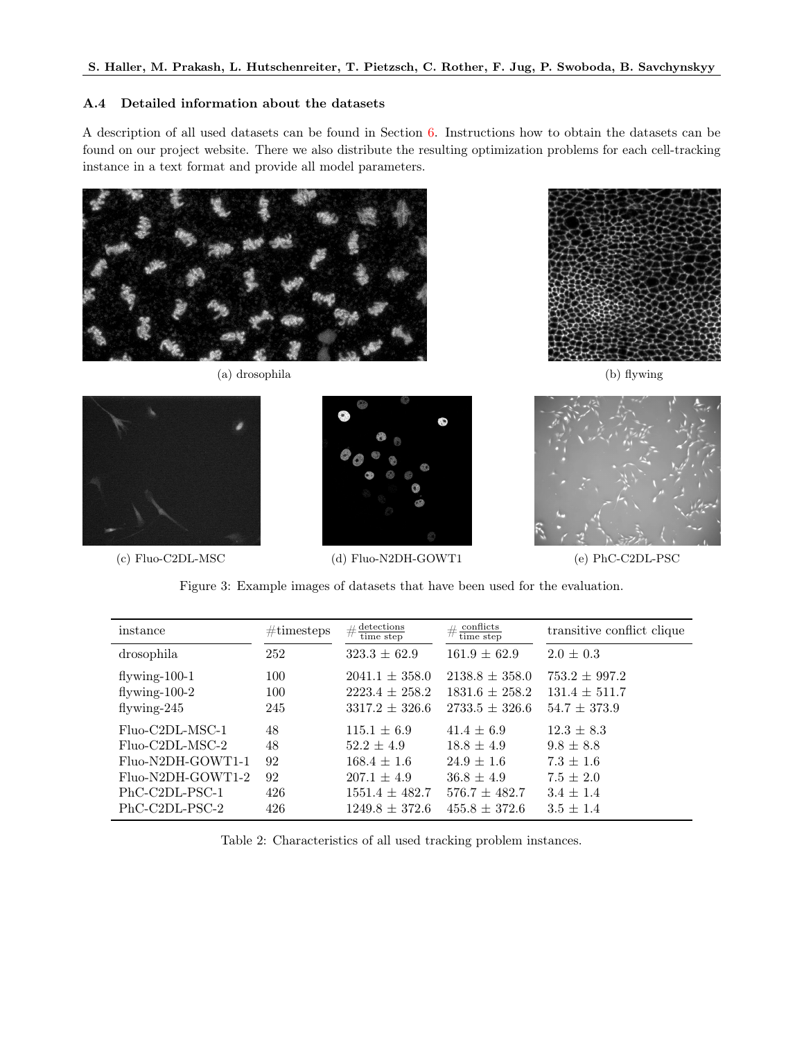### A.4 Detailed information about the datasets

A description of all used datasets can be found in Section 6. Instructions how to obtain the datasets can be found on our project website. There we also distribute the resulting optimization problems for each cell-tracking instance in a text format and provide all model parameters.

(a) drosophila

(b) flywing

(c) Fluo-C2DL-MSC

(d) Fluo-N2DH-GOWT1

(e) PhC-C2DL-PSC

Figure 3: Example images of datasets that have been used for the evaluation.

| instance | #timesteps | $\#\frac{\text{detections}}{\text{time step}}$ | $\#\frac{\text{conflicts}}{\text{time step}}$ | transitive conflict clique |
|---|---|---|---|---|
| drosophila | 252 | $323.3 \pm 62.9$ | $161.9 \pm 62.9$ | $2.0 \pm 0.3$ |
| flywing-100-1 | 100 | $2041.1 \pm 358.0$ | $2138.8 \pm 358.0$ | $753.2 \pm 997.2$ |
| flywing-100-2 | 100 | $2223.4 \pm 258.2$ | $1831.6 \pm 258.2$ | $131.4 \pm 511.7$ |
| flywing-245 | 245 | $3317.2 \pm 326.6$ | $2733.5 \pm 326.6$ | $54.7 \pm 373.9$ |
| Fluo-C2DL-MSC-1 | 48 | $115.1 \pm 6.9$ | $41.4 \pm 6.9$ | $12.3 \pm 8.3$ |
| Fluo-C2DL-MSC-2 | 48 | $52.2 \pm 4.9$ | $18.8 \pm 4.9$ | $9.8 \pm 8.8$ |
| Fluo-N2DH-GOWT1-1 | 92 | $168.4 \pm 1.6$ | $24.9 \pm 1.6$ | $7.3 \pm 1.6$ |
| Fluo-N2DH-GOWT1-2 | 92 | $207.1 \pm 4.9$ | $36.8 \pm 4.9$ | $7.5 \pm 2.0$ |
| PhC-C2DL-PSC-1 | 426 | $1551.4 \pm 482.7$ | $576.7 \pm 482.7$ | $3.4 \pm 1.4$ |
| PhC-C2DL-PSC-2 | 426 | $1249.8 \pm 372.6$ | $455.8 \pm 372.6$ | $3.5 \pm 1.4$ |

Table 2: Characteristics of all used tracking problem instances.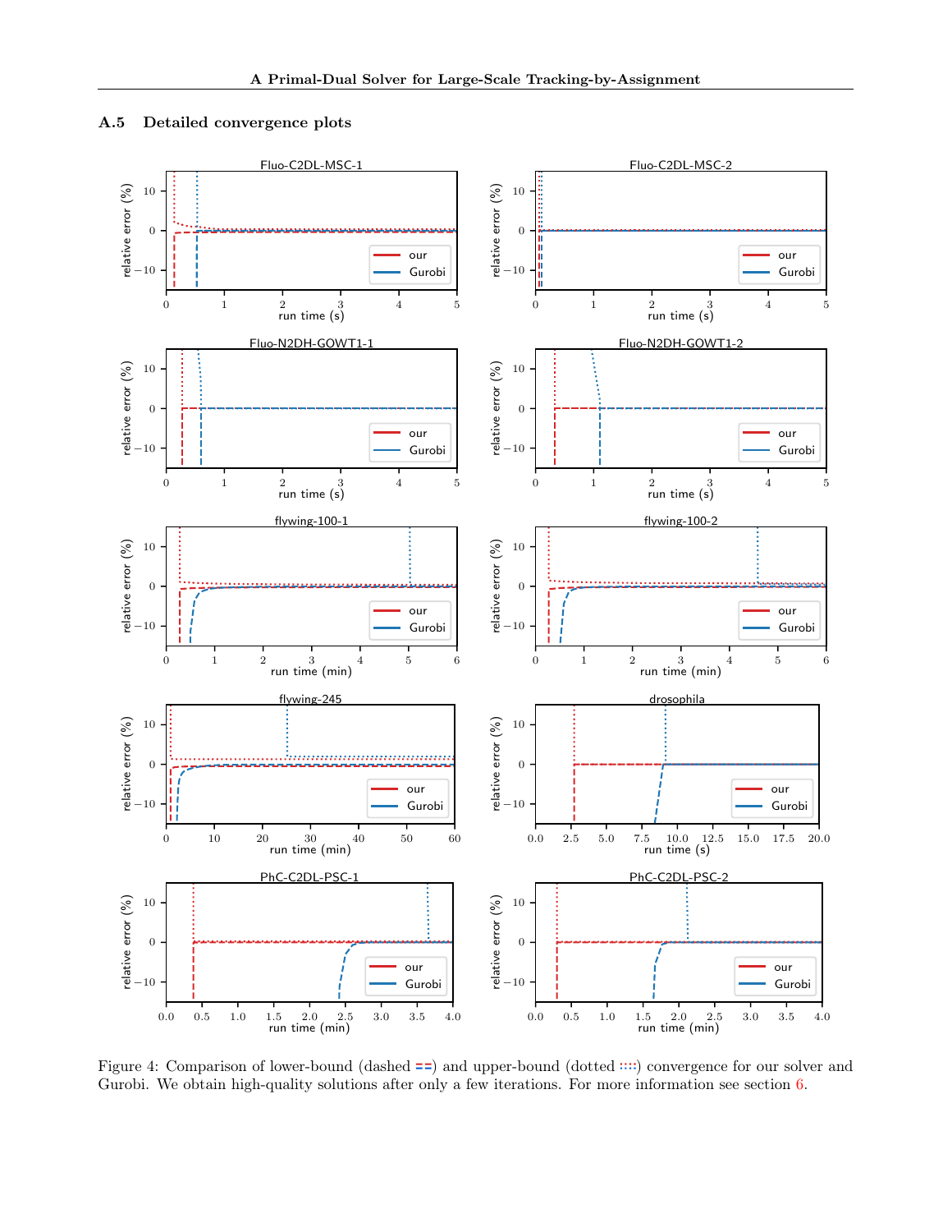## A.5 Detailed convergence plots

Figure 4: Comparison of lower-bound (dashed ) and upper-bound (dotted ) convergence for our solver and Gurobi. We obtain high-quality solutions after only a few iterations. For more information see section 6.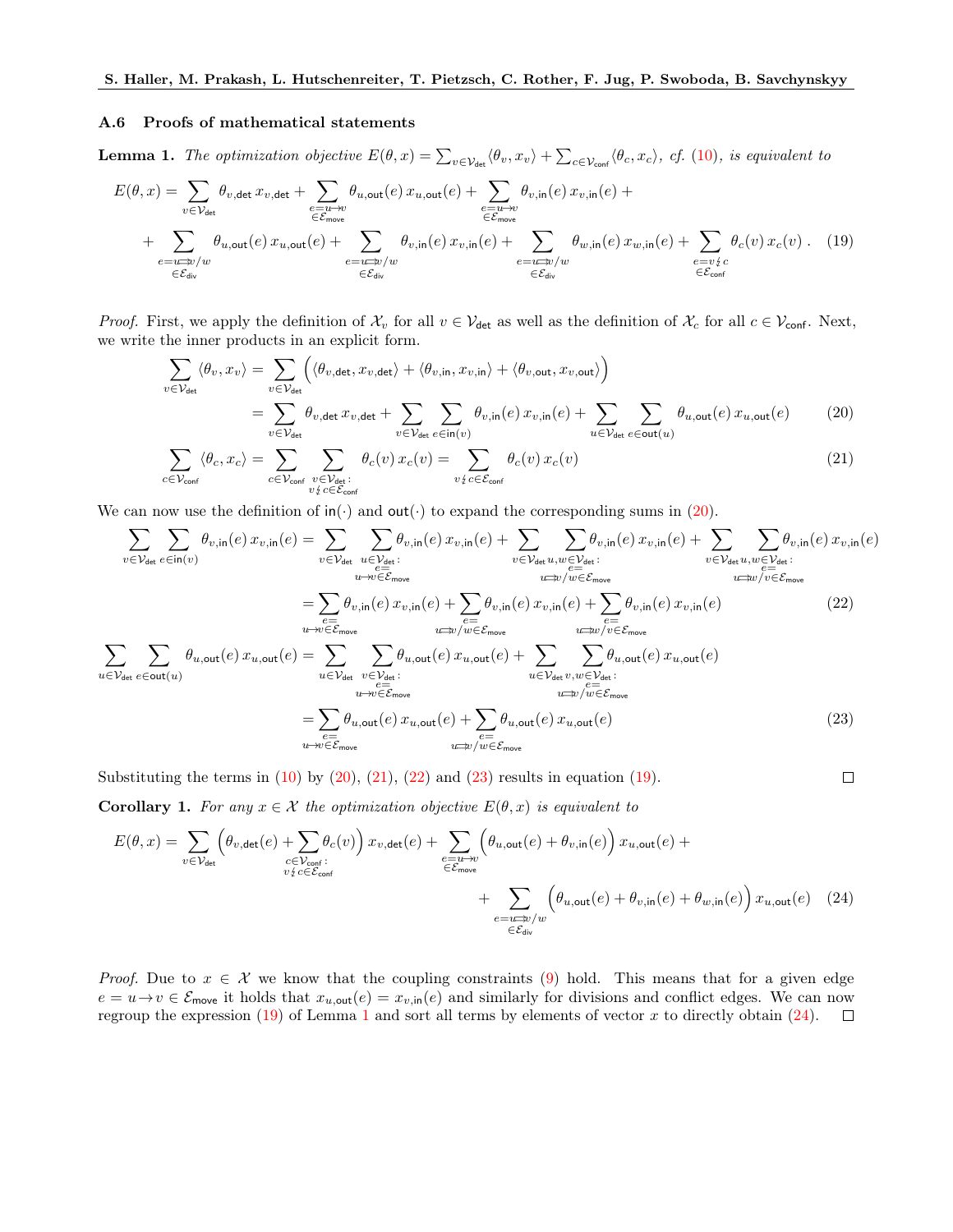### A.6 Proofs of mathematical statements

**Lemma 1.** *The optimization objective* $E(\theta, x) = \sum_{v\in\mathcal{V}_{\mathsf{det}}} \langle \theta_v, x_v\rangle + \sum_{c\in\mathcal{V}_{\mathsf{conf}}} \langle \theta_c, x_c\rangle$*, cf.* (10)*, is equivalent to*

$$
\begin{aligned}
E(\theta, x) = &\sum_{v\in\mathcal{V}_{\mathsf{det}}} \theta_{v,\mathsf{det}}\, x_{v,\mathsf{det}} + \sum_{\substack{e=u\to v\\ \in\mathcal{E}_{\mathsf{move}}}} \theta_{u,\mathsf{out}}(e)\, x_{u,\mathsf{out}}(e) + \sum_{\substack{e=u\to v\\ \in\mathcal{E}_{\mathsf{move}}}} \theta_{v,\mathsf{in}}(e)\, x_{v,\mathsf{in}}(e) + \\
&+ \sum_{\substack{e=u\rightrightarrows v/w\\ \in\mathcal{E}_{\mathsf{div}}}} \theta_{u,\mathsf{out}}(e)\, x_{u,\mathsf{out}}(e) + \sum_{\substack{e=u\rightrightarrows v/w\\ \in\mathcal{E}_{\mathsf{div}}}} \theta_{v,\mathsf{in}}(e)\, x_{v,\mathsf{in}}(e) + \sum_{\substack{e=u\rightrightarrows v/w\\ \in\mathcal{E}_{\mathsf{div}}}} \theta_{w,\mathsf{in}}(e)\, x_{w,\mathsf{in}}(e) + \sum_{\substack{e=v\nleftrightarrow c\\ \in\mathcal{E}_{\mathsf{conf}}}} \theta_c(v)\, x_c(v)\,. \quad (19)
\end{aligned}
$$

*Proof.* First, we apply the definition of $\mathcal{X}_v$ for all $v \in \mathcal{V}_{\mathsf{det}}$ as well as the definition of $\mathcal{X}_c$ for all $c \in \mathcal{V}_{\mathsf{conf}}$. Next, we write the inner products in an explicit form.

$$
\begin{aligned}
\sum_{v\in\mathcal{V}_{\mathsf{det}}} \langle \theta_v, x_v\rangle &= \sum_{v\in\mathcal{V}_{\mathsf{det}}} \Big(\langle \theta_{v,\mathsf{det}}, x_{v,\mathsf{det}}\rangle + \langle \theta_{v,\mathsf{in}}, x_{v,\mathsf{in}}\rangle + \langle \theta_{v,\mathsf{out}}, x_{v,\mathsf{out}}\rangle\Big) \\
&= \sum_{v\in\mathcal{V}_{\mathsf{det}}} \theta_{v,\mathsf{det}}\, x_{v,\mathsf{det}} + \sum_{v\in\mathcal{V}_{\mathsf{det}}} \sum_{e\in\mathsf{in}(v)} \theta_{v,\mathsf{in}}(e)\, x_{v,\mathsf{in}}(e) + \sum_{u\in\mathcal{V}_{\mathsf{det}}} \sum_{e\in\mathsf{out}(u)} \theta_{u,\mathsf{out}}(e)\, x_{u,\mathsf{out}}(e) \quad (20)
\end{aligned}
$$

$$
\sum_{c\in\mathcal{V}_{\mathsf{conf}}} \langle \theta_c, x_c\rangle = \sum_{c\in\mathcal{V}_{\mathsf{conf}}} \sum_{\substack{v\in\mathcal{V}_{\mathsf{det}}:\\ v\nleftrightarrow c\in\mathcal{E}_{\mathsf{conf}}}} \theta_c(v)\, x_c(v) = \sum_{v\nleftrightarrow c\in\mathcal{E}_{\mathsf{conf}}} \theta_c(v)\, x_c(v) \quad (21)
$$

We can now use the definition of $\mathsf{in}(\cdot)$ and $\mathsf{out}(\cdot)$ to expand the corresponding sums in (20).

$$
\begin{aligned}
\sum_{v\in\mathcal{V}_{\mathsf{det}}} \sum_{e\in\mathsf{in}(v)} \theta_{v,\mathsf{in}}(e)\, x_{v,\mathsf{in}}(e) &= \sum_{v\in\mathcal{V}_{\mathsf{det}}} \sum_{\substack{u\in\mathcal{V}_{\mathsf{det}}:\\ e=\\ u\to v\in\mathcal{E}_{\mathsf{move}}}} \theta_{v,\mathsf{in}}(e)\, x_{v,\mathsf{in}}(e) + \sum_{v\in\mathcal{V}_{\mathsf{det}}} \sum_{\substack{u,w\in\mathcal{V}_{\mathsf{det}}:\\ e=\\ u\rightrightarrows v/w\in\mathcal{E}_{\mathsf{move}}}} \theta_{v,\mathsf{in}}(e)\, x_{v,\mathsf{in}}(e) + \sum_{v\in\mathcal{V}_{\mathsf{det}}} \sum_{\substack{u,w\in\mathcal{V}_{\mathsf{det}}:\\ e=\\ u\rightrightarrows w/v\in\mathcal{E}_{\mathsf{move}}}} \theta_{v,\mathsf{in}}(e)\, x_{v,\mathsf{in}}(e) \\
&= \sum_{\substack{e=\\ u\to v\in\mathcal{E}_{\mathsf{move}}}} \theta_{v,\mathsf{in}}(e)\, x_{v,\mathsf{in}}(e) + \sum_{\substack{e=\\ u\rightrightarrows v/w\in\mathcal{E}_{\mathsf{move}}}} \theta_{v,\mathsf{in}}(e)\, x_{v,\mathsf{in}}(e) + \sum_{\substack{e=\\ u\rightrightarrows w/v\in\mathcal{E}_{\mathsf{move}}}} \theta_{v,\mathsf{in}}(e)\, x_{v,\mathsf{in}}(e) \quad (22)
\end{aligned}
$$

$$
\begin{aligned}
\sum_{u\in\mathcal{V}_{\mathsf{det}}} \sum_{e\in\mathsf{out}(u)} \theta_{u,\mathsf{out}}(e)\, x_{u,\mathsf{out}}(e) &= \sum_{u\in\mathcal{V}_{\mathsf{det}}} \sum_{\substack{v\in\mathcal{V}_{\mathsf{det}}:\\ e=\\ u\to v\in\mathcal{E}_{\mathsf{move}}}} \theta_{u,\mathsf{out}}(e)\, x_{u,\mathsf{out}}(e) + \sum_{u\in\mathcal{V}_{\mathsf{det}}} \sum_{\substack{v,w\in\mathcal{V}_{\mathsf{det}}:\\ e=\\ u\rightrightarrows v/w\in\mathcal{E}_{\mathsf{move}}}} \theta_{u,\mathsf{out}}(e)\, x_{u,\mathsf{out}}(e) \\
&= \sum_{\substack{e=\\ u\to v\in\mathcal{E}_{\mathsf{move}}}} \theta_{u,\mathsf{out}}(e)\, x_{u,\mathsf{out}}(e) + \sum_{\substack{e=\\ u\rightrightarrows v/w\in\mathcal{E}_{\mathsf{move}}}} \theta_{u,\mathsf{out}}(e)\, x_{u,\mathsf{out}}(e) \quad (23)
\end{aligned}
$$

Substituting the terms in (10) by (20), (21), (22) and (23) results in equation (19). □

**Corollary 1.** *For any* $x \in \mathcal{X}$ *the optimization objective* $E(\theta, x)$ *is equivalent to*

$$
\begin{aligned}
E(\theta, x) = &\sum_{v\in\mathcal{V}_{\mathsf{det}}} \Big(\theta_{v,\mathsf{det}}(e) + \sum_{\substack{c\in\mathcal{V}_{\mathsf{conf}}:\\ v\nleftrightarrow c\in\mathcal{E}_{\mathsf{conf}}}} \theta_c(v)\Big)\, x_{v,\mathsf{det}}(e) + \sum_{\substack{e=u\to v\\ \in\mathcal{E}_{\mathsf{move}}}} \Big(\theta_{u,\mathsf{out}}(e) + \theta_{v,\mathsf{in}}(e)\Big)\, x_{u,\mathsf{out}}(e) + \\
&+ \sum_{\substack{e=u\rightrightarrows v/w\\ \in\mathcal{E}_{\mathsf{div}}}} \Big(\theta_{u,\mathsf{out}}(e) + \theta_{v,\mathsf{in}}(e) + \theta_{w,\mathsf{in}}(e)\Big)\, x_{u,\mathsf{out}}(e) \quad (24)
\end{aligned}
$$

*Proof.* Due to $x \in \mathcal{X}$ we know that the coupling constraints (9) hold. This means that for a given edge $e = u\to v \in \mathcal{E}_{\mathsf{move}}$ it holds that $x_{u,\mathsf{out}}(e) = x_{v,\mathsf{in}}(e)$ and similarly for divisions and conflict edges. We can now regroup the expression (19) of Lemma 1 and sort all terms by elements of vector $x$ to directly obtain (24). □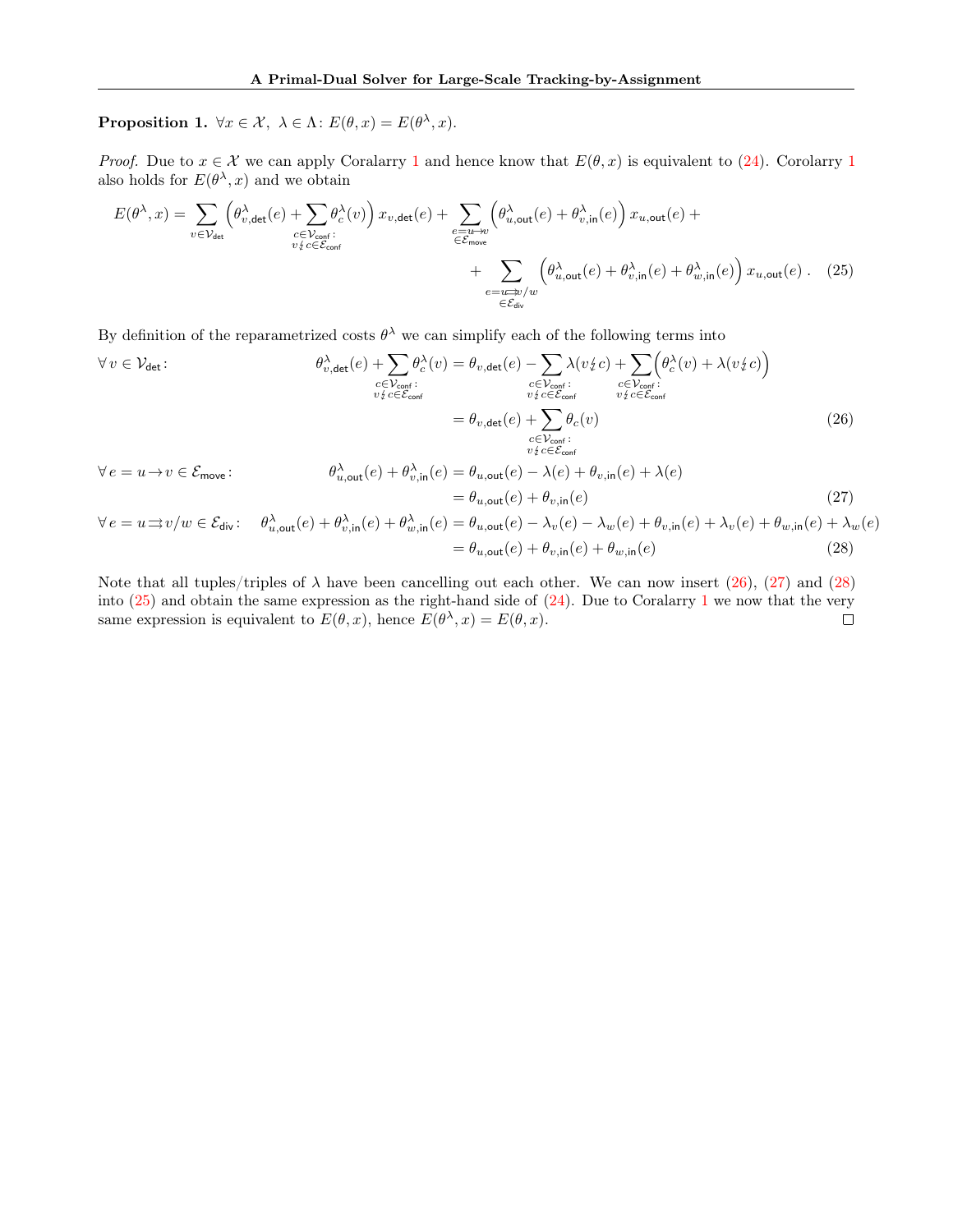**Proposition 1.** $\forall x \in \mathcal{X},\ \lambda \in \Lambda$: $E(\theta, x) = E(\theta^\lambda, x)$.

*Proof.* Due to $x \in \mathcal{X}$ we can apply Coralarry 1 and hence know that $E(\theta, x)$ is equivalent to (24). Corolarry 1 also holds for $E(\theta^\lambda, x)$ and we obtain

$$E(\theta^\lambda, x) = \sum_{v \in \mathcal{V}_{\mathsf{det}}} \Big( \theta^\lambda_{v,\mathsf{det}}(e) + \sum_{\substack{c \in \mathcal{V}_{\mathsf{conf}}: \\ v \nleftrightarrow c \in \mathcal{E}_{\mathsf{conf}}}} \theta^\lambda_c(v) \Big) x_{v,\mathsf{det}}(e) + \sum_{\substack{e = u \to v \\ \in \mathcal{E}_{\mathsf{move}}}} \Big( \theta^\lambda_{u,\mathsf{out}}(e) + \theta^\lambda_{v,\mathsf{in}}(e) \Big) x_{u,\mathsf{out}}(e) + \\ + \sum_{\substack{e = u \rightrightarrows v/w \\ \in \mathcal{E}_{\mathsf{div}}}} \Big( \theta^\lambda_{u,\mathsf{out}}(e) + \theta^\lambda_{v,\mathsf{in}}(e) + \theta^\lambda_{w,\mathsf{in}}(e) \Big) x_{u,\mathsf{out}}(e) \,. \quad (25)$$

By definition of the reparametrized costs $\theta^\lambda$ we can simplify each of the following terms into

$$\forall\, v \in \mathcal{V}_{\mathsf{det}}: \quad \theta^\lambda_{v,\mathsf{det}}(e) + \sum_{\substack{c \in \mathcal{V}_{\mathsf{conf}}: \\ v \nleftrightarrow c \in \mathcal{E}_{\mathsf{conf}}}} \theta^\lambda_c(v) = \theta_{v,\mathsf{det}}(e) - \sum_{\substack{c \in \mathcal{V}_{\mathsf{conf}}: \\ v \nleftrightarrow c \in \mathcal{E}_{\mathsf{conf}}}} \lambda(v \nleftrightarrow c) + \sum_{\substack{c \in \mathcal{V}_{\mathsf{conf}}: \\ v \nleftrightarrow c \in \mathcal{E}_{\mathsf{conf}}}} \Big( \theta^\lambda_c(v) + \lambda(v \nleftrightarrow c) \Big) \\ = \theta_{v,\mathsf{det}}(e) + \sum_{\substack{c \in \mathcal{V}_{\mathsf{conf}}: \\ v \nleftrightarrow c \in \mathcal{E}_{\mathsf{conf}}}} \theta_c(v) \quad (26)$$

$$\forall\, e = u \to v \in \mathcal{E}_{\mathsf{move}}: \quad \theta^\lambda_{u,\mathsf{out}}(e) + \theta^\lambda_{v,\mathsf{in}}(e) = \theta_{u,\mathsf{out}}(e) - \lambda(e) + \theta_{v,\mathsf{in}}(e) + \lambda(e) \\ = \theta_{u,\mathsf{out}}(e) + \theta_{v,\mathsf{in}}(e) \quad (27)$$

$$\forall\, e = u \rightrightarrows v/w \in \mathcal{E}_{\mathsf{div}}: \quad \theta^\lambda_{u,\mathsf{out}}(e) + \theta^\lambda_{v,\mathsf{in}}(e) + \theta^\lambda_{w,\mathsf{in}}(e) = \theta_{u,\mathsf{out}}(e) - \lambda_v(e) - \lambda_w(e) + \theta_{v,\mathsf{in}}(e) + \lambda_v(e) + \theta_{w,\mathsf{in}}(e) + \lambda_w(e) \\ = \theta_{u,\mathsf{out}}(e) + \theta_{v,\mathsf{in}}(e) + \theta_{w,\mathsf{in}}(e) \quad (28)$$

Note that all tuples/triples of $\lambda$ have been cancelling out each other. We can now insert (26), (27) and (28) into (25) and obtain the same expression as the right-hand side of (24). Due to Coralarry 1 we now that the very same expression is equivalent to $E(\theta, x)$, hence $E(\theta^\lambda, x) = E(\theta, x)$. $\square$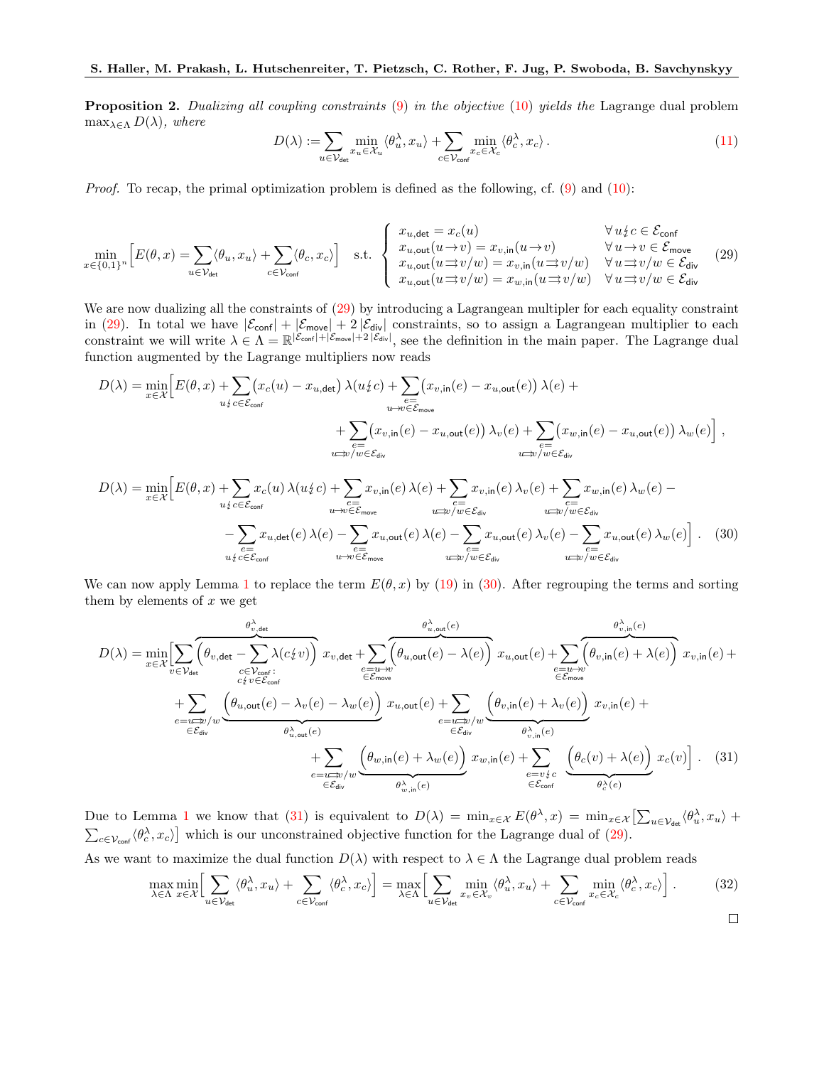**Proposition 2.** *Dualizing all coupling constraints (9) in the objective (10) yields the* Lagrange dual problem $\max_{\lambda \in \Lambda} D(\lambda)$*, where*

$$D(\lambda) := \sum_{u \in \mathcal{V}_{\mathsf{det}}} \min_{x_u \in \mathcal{X}_u} \langle \theta_u^\lambda, x_u \rangle + \sum_{c \in \mathcal{V}_{\mathsf{conf}}} \min_{x_c \in \mathcal{X}_c} \langle \theta_c^\lambda, x_c \rangle \,. \tag{11}$$

*Proof.* To recap, the primal optimization problem is defined as the following, cf. (9) and (10):

$$\min_{x \in \{0,1\}^n} \Big[ E(\theta, x) = \sum_{u \in \mathcal{V}_{\mathsf{det}}} \langle \theta_u, x_u \rangle + \sum_{c \in \mathcal{V}_{\mathsf{conf}}} \langle \theta_c, x_c \rangle \Big] \quad \text{s.t.} \quad \begin{cases} x_{u,\mathsf{det}} = x_c(u) & \forall\, u \not\leftrightarrow c \in \mathcal{E}_{\mathsf{conf}} \\ x_{u,\mathsf{out}}(u \to v) = x_{v,\mathsf{in}}(u \to v) & \forall\, u \to v \in \mathcal{E}_{\mathsf{move}} \\ x_{u,\mathsf{out}}(u \rightrightarrows v/w) = x_{v,\mathsf{in}}(u \rightrightarrows v/w) & \forall\, u \rightrightarrows v/w \in \mathcal{E}_{\mathsf{div}} \\ x_{u,\mathsf{out}}(u \rightrightarrows v/w) = x_{w,\mathsf{in}}(u \rightrightarrows v/w) & \forall\, u \rightrightarrows v/w \in \mathcal{E}_{\mathsf{div}} \end{cases} \tag{29}$$

We are now dualizing all the constraints of (29) by introducing a Lagrangean multipler for each equality constraint in (29). In total we have $|\mathcal{E}_{\mathsf{conf}}| + |\mathcal{E}_{\mathsf{move}}| + 2\,|\mathcal{E}_{\mathsf{div}}|$ constraints, so to assign a Lagrangean multiplier to each constraint we will write $\lambda \in \Lambda = \mathbb{R}^{|\mathcal{E}_{\mathsf{conf}}| + |\mathcal{E}_{\mathsf{move}}| + 2\,|\mathcal{E}_{\mathsf{div}}|}$, see the definition in the main paper. The Lagrange dual function augmented by the Lagrange multipliers now reads

$$\begin{aligned} D(\lambda) = \min_{x \in \mathcal{X}} \Big[ & E(\theta, x) + \sum_{u \not\leftrightarrow c \in \mathcal{E}_{\mathsf{conf}}} \big( x_c(u) - x_{u,\mathsf{det}} \big)\, \lambda(u \not\leftrightarrow c) + \sum_{\substack{e= \\ u \to v \in \mathcal{E}_{\mathsf{move}}}} \big( x_{v,\mathsf{in}}(e) - x_{u,\mathsf{out}}(e) \big)\, \lambda(e) + \\ & + \sum_{\substack{e= \\ u \rightrightarrows v/w \in \mathcal{E}_{\mathsf{div}}}} \big( x_{v,\mathsf{in}}(e) - x_{u,\mathsf{out}}(e) \big)\, \lambda_v(e) + \sum_{\substack{e= \\ u \rightrightarrows v/w \in \mathcal{E}_{\mathsf{div}}}} \big( x_{w,\mathsf{in}}(e) - x_{u,\mathsf{out}}(e) \big)\, \lambda_w(e) \Big] \,, \end{aligned}$$

$$\begin{aligned} D(\lambda) = \min_{x \in \mathcal{X}} \Big[ & E(\theta, x) + \sum_{u \not\leftrightarrow c \in \mathcal{E}_{\mathsf{conf}}} x_c(u)\, \lambda(u \not\leftrightarrow c) + \sum_{\substack{e= \\ u \to v \in \mathcal{E}_{\mathsf{move}}}} x_{v,\mathsf{in}}(e)\, \lambda(e) + \sum_{\substack{e= \\ u \rightrightarrows v/w \in \mathcal{E}_{\mathsf{div}}}} x_{v,\mathsf{in}}(e)\, \lambda_v(e) + \sum_{\substack{e= \\ u \rightrightarrows v/w \in \mathcal{E}_{\mathsf{div}}}} x_{w,\mathsf{in}}(e)\, \lambda_w(e) - \\ & - \sum_{\substack{e= \\ u \not\leftrightarrow c \in \mathcal{E}_{\mathsf{conf}}}} x_{u,\mathsf{det}}(e)\, \lambda(e) - \sum_{\substack{e= \\ u \to v \in \mathcal{E}_{\mathsf{move}}}} x_{u,\mathsf{out}}(e)\, \lambda(e) - \sum_{\substack{e= \\ u \rightrightarrows v/w \in \mathcal{E}_{\mathsf{div}}}} x_{u,\mathsf{out}}(e)\, \lambda_v(e) - \sum_{\substack{e= \\ u \rightrightarrows v/w \in \mathcal{E}_{\mathsf{div}}}} x_{u,\mathsf{out}}(e)\, \lambda_w(e) \Big] \,. \end{aligned} \tag{30}$$

We can now apply Lemma 1 to replace the term $E(\theta, x)$ by (19) in (30). After regrouping the terms and sorting them by elements of $x$ we get

$$\begin{aligned} D(\lambda) = \min_{x \in \mathcal{X}} \Big[ & \sum_{v \in \mathcal{V}_{\mathsf{det}}} \overbrace{\Big( \theta_{v,\mathsf{det}} - \sum_{\substack{c \in \mathcal{V}_{\mathsf{conf}}: \\ c \not\leftrightarrow v \in \mathcal{E}_{\mathsf{conf}}}} \lambda(c \not\leftrightarrow v) \Big)}^{\theta^\lambda_{v,\mathsf{det}}} x_{v,\mathsf{det}} + \sum_{\substack{e = u \to v \\ \in \mathcal{E}_{\mathsf{move}}}} \overbrace{\Big( \theta_{u,\mathsf{out}}(e) - \lambda(e) \Big)}^{\theta^\lambda_{u,\mathsf{out}}(e)} x_{u,\mathsf{out}}(e) + \sum_{\substack{e = u \to v \\ \in \mathcal{E}_{\mathsf{move}}}} \overbrace{\Big( \theta_{v,\mathsf{in}}(e) + \lambda(e) \Big)}^{\theta^\lambda_{v,\mathsf{in}}(e)} x_{v,\mathsf{in}}(e) + \\ & + \sum_{\substack{e = u \rightrightarrows v/w \\ \in \mathcal{E}_{\mathsf{div}}}} \underbrace{\Big( \theta_{u,\mathsf{out}}(e) - \lambda_v(e) - \lambda_w(e) \Big)}_{\theta^\lambda_{u,\mathsf{out}}(e)} x_{u,\mathsf{out}}(e) + \sum_{\substack{e = u \rightrightarrows v/w \\ \in \mathcal{E}_{\mathsf{div}}}} \underbrace{\Big( \theta_{v,\mathsf{in}}(e) + \lambda_v(e) \Big)}_{\theta^\lambda_{v,\mathsf{in}}(e)} x_{v,\mathsf{in}}(e) + \\ & + \sum_{\substack{e = u \rightrightarrows v/w \\ \in \mathcal{E}_{\mathsf{div}}}} \underbrace{\Big( \theta_{w,\mathsf{in}}(e) + \lambda_w(e) \Big)}_{\theta^\lambda_{w,\mathsf{in}}(e)} x_{w,\mathsf{in}}(e) + \sum_{\substack{e = v \not\leftrightarrow c \\ \in \mathcal{E}_{\mathsf{conf}}}} \underbrace{\Big( \theta_c(v) + \lambda(e) \Big)}_{\theta^\lambda_c(e)} x_c(v) \Big] \,. \end{aligned} \tag{31}$$

Due to Lemma 1 we know that (31) is equivalent to $D(\lambda) = \min_{x \in \mathcal{X}} E(\theta^\lambda, x) = \min_{x \in \mathcal{X}} \big[ \sum_{u \in \mathcal{V}_{\mathsf{det}}} \langle \theta^\lambda_u, x_u \rangle + \sum_{c \in \mathcal{V}_{\mathsf{conf}}} \langle \theta^\lambda_c, x_c \rangle \big]$ which is our unconstrained objective function for the Lagrange dual of (29).

As we want to maximize the dual function $D(\lambda)$ with respect to $\lambda \in \Lambda$ the Lagrange dual problem reads

$$\max_{\lambda \in \Lambda} \min_{x \in \mathcal{X}} \Big[ \sum_{u \in \mathcal{V}_{\mathsf{det}}} \langle \theta^\lambda_u, x_u \rangle + \sum_{c \in \mathcal{V}_{\mathsf{conf}}} \langle \theta^\lambda_c, x_c \rangle \Big] = \max_{\lambda \in \Lambda} \Big[ \sum_{u \in \mathcal{V}_{\mathsf{det}}} \min_{x_v \in \mathcal{X}_v} \langle \theta^\lambda_u, x_u \rangle + \sum_{c \in \mathcal{V}_{\mathsf{conf}}} \min_{x_c \in \mathcal{X}_c} \langle \theta^\lambda_c, x_c \rangle \Big] \,. \tag{32}$$

□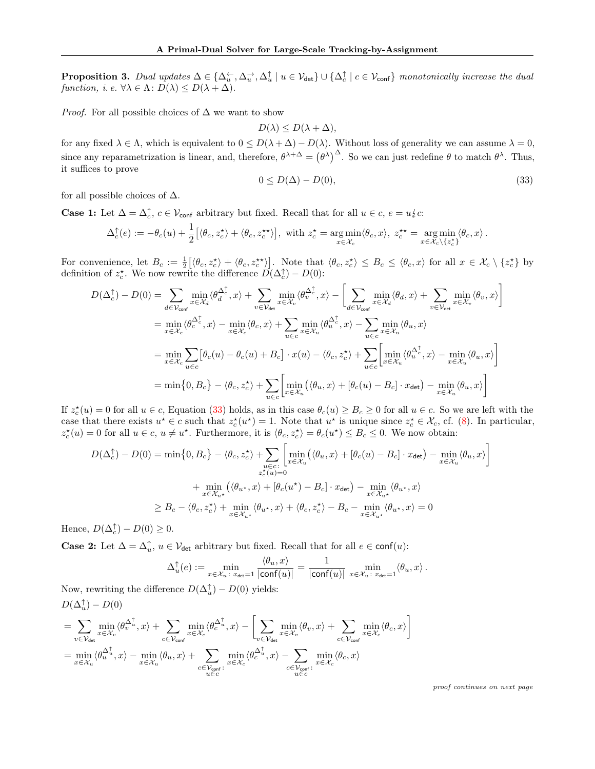**Proposition 3.** *Dual updates* $\Delta \in \{\Delta_u^{\leftarrow}, \Delta_u^{\rightarrow}, \Delta_u^{\uparrow} \mid u \in \mathcal{V}_{\mathsf{det}}\} \cup \{\Delta_c^{\uparrow} \mid c \in \mathcal{V}_{\mathsf{conf}}\}$ *monotonically increase the dual function, i. e.* $\forall \lambda \in \Lambda\colon D(\lambda) \leq D(\lambda + \Delta)$.

*Proof.* For all possible choices of $\Delta$ we want to show

$$D(\lambda) \leq D(\lambda + \Delta),$$

for any fixed $\lambda \in \Lambda$, which is equivalent to $0 \leq D(\lambda + \Delta) - D(\lambda)$. Without loss of generality we can assume $\lambda = 0$, since any reparametrization is linear, and, therefore, $\theta^{\lambda+\Delta} = \left(\theta^{\lambda}\right)^{\Delta}$. So we can just redefine $\theta$ to match $\theta^{\lambda}$. Thus, it suffices to prove

$$0 \leq D(\Delta) - D(0), \tag{33}$$

for all possible choices of $\Delta$.

**Case 1:** Let $\Delta = \Delta_c^{\uparrow}$, $c \in \mathcal{V}_{\mathsf{conf}}$ arbitrary but fixed. Recall that for all $u \in c$, $e = u \nleftrightarrow c$:

$$\Delta_c^{\uparrow}(e) := -\theta_c(u) + \frac{1}{2}\left[\langle \theta_c, z_c^{\star}\rangle + \langle \theta_c, z_c^{\star\star}\rangle\right],\ \text{with } z_c^{\star} = \operatorname*{arg\,min}_{x \in \mathcal{X}_c} \langle \theta_c, x\rangle,\ z_c^{\star\star} = \operatorname*{arg\,min}_{x \in \mathcal{X}_c \setminus \{z_c^{\star}\}} \langle \theta_c, x\rangle\,.$$

For convenience, let $B_c := \frac{1}{2}\left[\langle \theta_c, z_c^{\star}\rangle + \langle \theta_c, z_c^{\star\star}\rangle\right]$. Note that $\langle \theta_c, z_c^{\star}\rangle \leq B_c \leq \langle \theta_c, x\rangle$ for all $x \in \mathcal{X}_c \setminus \{z_c^{\star}\}$ by definition of $z_c^{\star}$. We now rewrite the difference $D(\Delta_c^{\uparrow}) - D(0)$:

$$\begin{aligned}
D(\Delta_c^{\uparrow}) - D(0) &= \sum_{d \in \mathcal{V}_{\mathsf{conf}}} \min_{x \in \mathcal{X}_d} \langle \theta_d^{\Delta_c^{\uparrow}}, x\rangle + \sum_{v \in \mathcal{V}_{\mathsf{det}}} \min_{x \in \mathcal{X}_v} \langle \theta_v^{\Delta_c^{\uparrow}}, x\rangle - \left[\sum_{d \in \mathcal{V}_{\mathsf{conf}}} \min_{x \in \mathcal{X}_d} \langle \theta_d, x\rangle + \sum_{v \in \mathcal{V}_{\mathsf{det}}} \min_{x \in \mathcal{X}_v} \langle \theta_v, x\rangle\right] \\
&= \min_{x \in \mathcal{X}_c} \langle \theta_c^{\Delta_c^{\uparrow}}, x\rangle - \min_{x \in \mathcal{X}_c} \langle \theta_c, x\rangle + \sum_{u \in c} \min_{x \in \mathcal{X}_u} \langle \theta_u^{\Delta_c^{\uparrow}}, x\rangle - \sum_{u \in c} \min_{x \in \mathcal{X}_u} \langle \theta_u, x\rangle \\
&= \min_{x \in \mathcal{X}_c} \sum_{u \in c} \left[\theta_c(u) - \theta_c(u) + B_c\right] \cdot x(u) - \langle \theta_c, z_c^{\star}\rangle + \sum_{u \in c}\left[\min_{x \in \mathcal{X}_u} \langle \theta_u^{\Delta_c^{\uparrow}}, x\rangle - \min_{x \in \mathcal{X}_u} \langle \theta_u, x\rangle\right] \\
&= \min\{0, B_c\} - \langle \theta_c, z_c^{\star}\rangle + \sum_{u \in c}\left[\min_{x \in \mathcal{X}_u}\left(\langle \theta_u, x\rangle + \left[\theta_c(u) - B_c\right] \cdot x_{\mathsf{det}}\right) - \min_{x \in \mathcal{X}_u} \langle \theta_u, x\rangle\right]
\end{aligned}$$

If $z_c^{\star}(u) = 0$ for all $u \in c$, Equation (33) holds, as in this case $\theta_c(u) \geq B_c \geq 0$ for all $u \in c$. So we are left with the case that there exists $u^{\star} \in c$ such that $z_c^{\star}(u^{\star}) = 1$. Note that $u^{\star}$ is unique since $z_c^{\star} \in \mathcal{X}_c$, cf. (8). In particular, $z_c^{\star}(u) = 0$ for all $u \in c$, $u \neq u^{\star}$. Furthermore, it is $\langle \theta_c, z_c^{\star}\rangle = \theta_c(u^{\star}) \leq B_c \leq 0$. We now obtain:

$$\begin{aligned}
D(\Delta_c^{\uparrow}) - D(0) &= \min\{0, B_c\} - \langle \theta_c, z_c^{\star}\rangle + \sum_{\substack{u \in c\colon \\ z_c^{\star}(u) = 0}}\left[\min_{x \in \mathcal{X}_u}\left(\langle \theta_u, x\rangle + \left[\theta_c(u) - B_c\right] \cdot x_{\mathsf{det}}\right) - \min_{x \in \mathcal{X}_u} \langle \theta_u, x\rangle\right] \\
&\quad + \min_{x \in \mathcal{X}_{u^{\star}}}\left(\langle \theta_{u^{\star}}, x\rangle + \left[\theta_c(u^{\star}) - B_c\right] \cdot x_{\mathsf{det}}\right) - \min_{x \in \mathcal{X}_{u^{\star}}} \langle \theta_{u^{\star}}, x\rangle \\
&\geq B_c - \langle \theta_c, z_c^{\star}\rangle + \min_{x \in \mathcal{X}_{u^{\star}}} \langle \theta_{u^{\star}}, x\rangle + \langle \theta_c, z_c^{\star}\rangle - B_c - \min_{x \in \mathcal{X}_{u^{\star}}} \langle \theta_{u^{\star}}, x\rangle = 0
\end{aligned}$$

Hence, $D(\Delta_c^{\uparrow}) - D(0) \geq 0$.

**Case 2:** Let $\Delta = \Delta_u^{\uparrow}$, $u \in \mathcal{V}_{\mathsf{det}}$ arbitrary but fixed. Recall that for all $e \in \mathsf{conf}(u)$:

$$\Delta_u^{\uparrow}(e) := \min_{x \in \mathcal{X}_u\colon x_{\mathsf{det}} = 1} \frac{\langle \theta_u, x\rangle}{|\mathsf{conf}(u)|} = \frac{1}{|\mathsf{conf}(u)|} \min_{x \in \mathcal{X}_u\colon x_{\mathsf{det}} = 1} \langle \theta_u, x\rangle\,.$$

Now, rewriting the difference $D(\Delta_u^{\uparrow}) - D(0)$ yields:

$$\begin{aligned}
&D(\Delta_u^{\uparrow}) - D(0) \\
&= \sum_{v \in \mathcal{V}_{\mathsf{det}}} \min_{x \in \mathcal{X}_v} \langle \theta_v^{\Delta_u^{\uparrow}}, x\rangle + \sum_{c \in \mathcal{V}_{\mathsf{conf}}} \min_{x \in \mathcal{X}_c} \langle \theta_c^{\Delta_u^{\uparrow}}, x\rangle - \left[\sum_{v \in \mathcal{V}_{\mathsf{det}}} \min_{x \in \mathcal{X}_v} \langle \theta_v, x\rangle + \sum_{c \in \mathcal{V}_{\mathsf{conf}}} \min_{x \in \mathcal{X}_c} \langle \theta_c, x\rangle\right] \\
&= \min_{x \in \mathcal{X}_u} \langle \theta_u^{\Delta_u^{\uparrow}}, x\rangle - \min_{x \in \mathcal{X}_u} \langle \theta_u, x\rangle + \sum_{\substack{c \in \mathcal{V}_{\mathsf{conf}}\colon \\ u \in c}} \min_{x \in \mathcal{X}_c} \langle \theta_c^{\Delta_u^{\uparrow}}, x\rangle - \sum_{\substack{c \in \mathcal{V}_{\mathsf{conf}}\colon \\ u \in c}} \min_{x \in \mathcal{X}_c} \langle \theta_c, x\rangle
\end{aligned}$$

*proof continues on next page*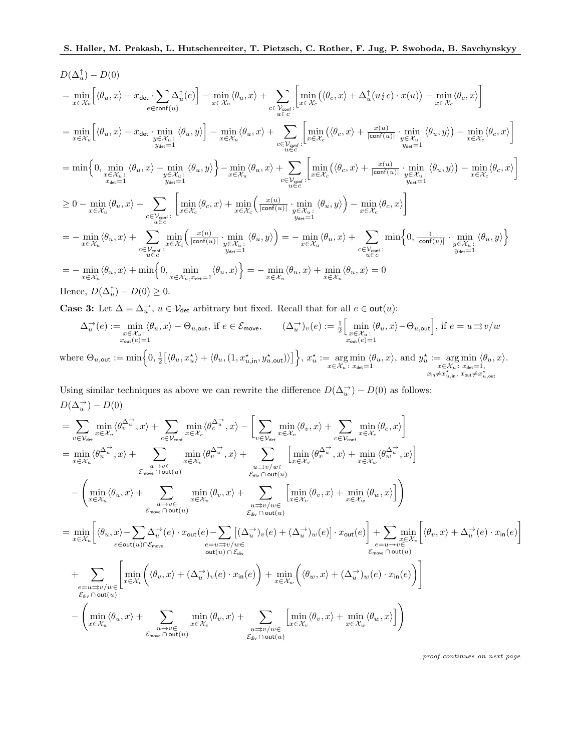$$
\begin{aligned}
&D(\Delta_u^{\uparrow}) - D(0) \\
&= \min_{x \in \mathcal{X}_u} \Big[ \langle \theta_u, x \rangle - x_{\mathsf{det}} \cdot \sum_{e \in \mathsf{conf}(u)} \Delta_u^{\uparrow}(e) \Big] - \min_{x \in \mathcal{X}_u} \langle \theta_u, x \rangle + \sum_{\substack{c \in \mathcal{V}_{\mathsf{conf}}: \\ u \in c}} \Big[ \min_{x \in \mathcal{X}_c} \big( \langle \theta_c, x \rangle + \Delta_u^{\uparrow}(u \not\leftrightarrow c) \cdot x(u) \big) - \min_{x \in \mathcal{X}_c} \langle \theta_c, x \rangle \Big] \\
&= \min_{x \in \mathcal{X}_u} \Big[ \langle \theta_u, x \rangle - x_{\mathsf{det}} \cdot \min_{\substack{y \in \mathcal{X}_u: \\ y_{\mathsf{det}}=1}} \langle \theta_u, y \rangle \Big] - \min_{x \in \mathcal{X}_u} \langle \theta_u, x \rangle + \sum_{\substack{c \in \mathcal{V}_{\mathsf{conf}}: \\ u \in c}} \Big[ \min_{x \in \mathcal{X}_c} \big( \langle \theta_c, x \rangle + \tfrac{x(u)}{|\mathsf{conf}(u)|} \cdot \min_{\substack{y \in \mathcal{X}_u: \\ y_{\mathsf{det}}=1}} \langle \theta_u, y \rangle \big) - \min_{x \in \mathcal{X}_c} \langle \theta_c, x \rangle \Big] \\
&= \min\Big\{ 0, \min_{\substack{x \in \mathcal{X}_u: \\ x_{\mathsf{det}}=1}} \langle \theta_u, x \rangle - \min_{\substack{y \in \mathcal{X}_u: \\ y_{\mathsf{det}}=1}} \langle \theta_u, y \rangle \Big\} - \min_{x \in \mathcal{X}_u} \langle \theta_u, x \rangle + \sum_{\substack{c \in \mathcal{V}_{\mathsf{conf}}: \\ u \in c}} \Big[ \min_{x \in \mathcal{X}_c} \big( \langle \theta_c, x \rangle + \tfrac{x(u)}{|\mathsf{conf}(u)|} \cdot \min_{\substack{y \in \mathcal{X}_u: \\ y_{\mathsf{det}}=1}} \langle \theta_u, y \rangle \big) - \min_{x \in \mathcal{X}_c} \langle \theta_c, x \rangle \Big] \\
&\geq 0 - \min_{x \in \mathcal{X}_u} \langle \theta_u, x \rangle + \sum_{\substack{c \in \mathcal{V}_{\mathsf{conf}}: \\ u \in c}} \Big[ \min_{x \in \mathcal{X}_c} \langle \theta_c, x \rangle + \min_{x \in \mathcal{X}_c} \Big( \tfrac{x(u)}{|\mathsf{conf}(u)|} \cdot \min_{\substack{y \in \mathcal{X}_u: \\ y_{\mathsf{det}}=1}} \langle \theta_u, y \rangle \Big) - \min_{x \in \mathcal{X}_c} \langle \theta_c, x \rangle \Big] \\
&= - \min_{x \in \mathcal{X}_u} \langle \theta_u, x \rangle + \sum_{\substack{c \in \mathcal{V}_{\mathsf{conf}}: \\ u \in c}} \min_{x \in \mathcal{X}_c} \Big( \tfrac{x(u)}{|\mathsf{conf}(u)|} \cdot \min_{\substack{y \in \mathcal{X}_u: \\ y_{\mathsf{det}}=1}} \langle \theta_u, y \rangle \Big) = - \min_{x \in \mathcal{X}_u} \langle \theta_u, x \rangle + \sum_{\substack{c \in \mathcal{V}_{\mathsf{conf}}: \\ u \in c}} \min\Big\{ 0, \tfrac{1}{|\mathsf{conf}(u)|} \cdot \min_{\substack{y \in \mathcal{X}_u: \\ y_{\mathsf{det}}=1}} \langle \theta_u, y \rangle \Big\} \\
&= - \min_{x \in \mathcal{X}_u} \langle \theta_u, x \rangle + \min\Big\{ 0, \min_{x \in \mathcal{X}_u, x_{\mathsf{det}}=1} \langle \theta_u, x \rangle \Big\} = - \min_{x \in \mathcal{X}_u} \langle \theta_u, x \rangle + \min_{x \in \mathcal{X}_u} \langle \theta_u, x \rangle = 0
\end{aligned}
$$

Hence, $D(\Delta_u^{\uparrow}) - D(0) \geq 0$.

**Case 3:** Let $\Delta = \Delta_u^{\rightarrow}$, $u \in \mathcal{V}_{\mathsf{det}}$ arbitrary but fixed. Recall that for all $e \in \mathsf{out}(u)$:

$$
\Delta_u^{\rightarrow}(e) := \min_{\substack{x \in \mathcal{X}_u: \\ x_{\mathsf{out}}(e)=1}} \langle \theta_u, x \rangle - \Theta_{u,\mathsf{out}}, \text{ if } e \in \mathcal{E}_{\mathsf{move}}, \qquad (\Delta_u^{\rightarrow})_v(e) := \tfrac{1}{2} \Big[ \min_{\substack{x \in \mathcal{X}_u: \\ x_{\mathsf{out}}(e)=1}} \langle \theta_u, x \rangle - \Theta_{u,\mathsf{out}} \Big], \text{ if } e = u \rightrightarrows v/w
$$

where $\Theta_{u,\mathsf{out}} := \min\Big\{ 0, \frac{1}{2}\big[ \langle \theta_u, x_u^\star \rangle + \langle \theta_u, (1, x_{u,\mathsf{in}}^\star, y_{u,\mathsf{out}}^\star) \rangle \big] \Big\}$, $x_u^\star := \operatorname*{arg\,min}_{x \in \mathcal{X}_u:\, x_{\mathsf{det}}=1} \langle \theta_u, x \rangle$, and $y_u^\star := \operatorname*{arg\,min}_{\substack{x \in \mathcal{X}_u:\, x_{\mathsf{det}}=1, \\ x_{\mathsf{in}} \neq x_{u,\mathsf{in}}^\star,\, x_{\mathsf{out}} \neq x_{u,\mathsf{out}}^\star}} \langle \theta_u, x \rangle$.

Using similar techniques as above we can rewrite the difference $D(\Delta_u^{\rightarrow}) - D(0)$ as follows:

$$
\begin{aligned}
&D(\Delta_u^{\rightarrow}) - D(0) \\
&= \sum_{v \in \mathcal{V}_{\mathsf{det}}} \min_{x \in \mathcal{X}_v} \langle \theta_v^{\Delta_u^{\rightarrow}}, x \rangle + \sum_{c \in \mathcal{V}_{\mathsf{conf}}} \min_{x \in \mathcal{X}_c} \langle \theta_c^{\Delta_u^{\rightarrow}}, x \rangle - \Big[ \sum_{v \in \mathcal{V}_{\mathsf{det}}} \min_{x \in \mathcal{X}_v} \langle \theta_v, x \rangle + \sum_{c \in \mathcal{V}_{\mathsf{conf}}} \min_{x \in \mathcal{X}_c} \langle \theta_c, x \rangle \Big] \\
&= \min_{x \in \mathcal{X}_u} \langle \theta_u^{\Delta_u^{\rightarrow}}, x \rangle + \sum_{\substack{u \to v \in \\ \mathcal{E}_{\mathsf{move}} \cap \mathsf{out}(u)}} \min_{x \in \mathcal{X}_v} \langle \theta_v^{\Delta_u^{\rightarrow}}, x \rangle + \sum_{\substack{u \rightrightarrows v/w \in \\ \mathcal{E}_{\mathsf{div}} \cap \mathsf{out}(u)}} \Big[ \min_{x \in \mathcal{X}_v} \langle \theta_v^{\Delta_u^{\rightarrow}}, x \rangle + \min_{x \in \mathcal{X}_w} \langle \theta_w^{\Delta_u^{\rightarrow}}, x \rangle \Big] \\
&\quad - \Bigg( \min_{x \in \mathcal{X}_u} \langle \theta_u, x \rangle + \sum_{\substack{u \to v \in \\ \mathcal{E}_{\mathsf{move}} \cap \mathsf{out}(u)}} \min_{x \in \mathcal{X}_v} \langle \theta_v, x \rangle + \sum_{\substack{u \rightrightarrows v/w \in \\ \mathcal{E}_{\mathsf{div}} \cap \mathsf{out}(u)}} \Big[ \min_{x \in \mathcal{X}_v} \langle \theta_v, x \rangle + \min_{x \in \mathcal{X}_w} \langle \theta_w, x \rangle \Big] \Bigg) \\
&= \min_{x \in \mathcal{X}_u} \Big[ \langle \theta_u, x \rangle - \sum_{e \in \mathsf{out}(u) \cap \mathcal{E}_{\mathsf{move}}} \Delta_u^{\rightarrow}(e) \cdot x_{\mathsf{out}}(e) - \sum_{\substack{e = u \rightrightarrows v/w \in \\ \mathsf{out}(u) \cap \mathcal{E}_{\mathsf{div}}}} \big[ (\Delta_u^{\rightarrow})_v(e) + (\Delta_u^{\rightarrow})_w(e) \big] \cdot x_{\mathsf{out}}(e) \Big] + \sum_{\substack{e = u \to v \in \\ \mathcal{E}_{\mathsf{move}} \cap \mathsf{out}(u)}} \min_{x \in \mathcal{X}_v} \Big[ \langle \theta_v, x \rangle + \Delta_u^{\rightarrow}(e) \cdot x_{\mathsf{in}}(e) \Big] \\
&\quad + \sum_{\substack{e = u \rightrightarrows v/w \in \\ \mathcal{E}_{\mathsf{div}} \cap \mathsf{out}(u)}} \Bigg[ \min_{x \in \mathcal{X}_v} \Big( \langle \theta_v, x \rangle + (\Delta_u^{\rightarrow})_v(e) \cdot x_{\mathsf{in}}(e) \Big) + \min_{x \in \mathcal{X}_w} \Big( \langle \theta_w, x \rangle + (\Delta_u^{\rightarrow})_w(e) \cdot x_{\mathsf{in}}(e) \Big) \Bigg] \\
&\quad - \Bigg( \min_{x \in \mathcal{X}_u} \langle \theta_u, x \rangle + \sum_{\substack{u \to v \in \\ \mathcal{E}_{\mathsf{move}} \cap \mathsf{out}(u)}} \min_{x \in \mathcal{X}_v} \langle \theta_v, x \rangle + \sum_{\substack{u \rightrightarrows v/w \in \\ \mathcal{E}_{\mathsf{div}} \cap \mathsf{out}(u)}} \Big[ \min_{x \in \mathcal{X}_v} \langle \theta_v, x \rangle + \min_{x \in \mathcal{X}_w} \langle \theta_w, x \rangle \Big] \Bigg)
\end{aligned}
$$

*proof continues on next page*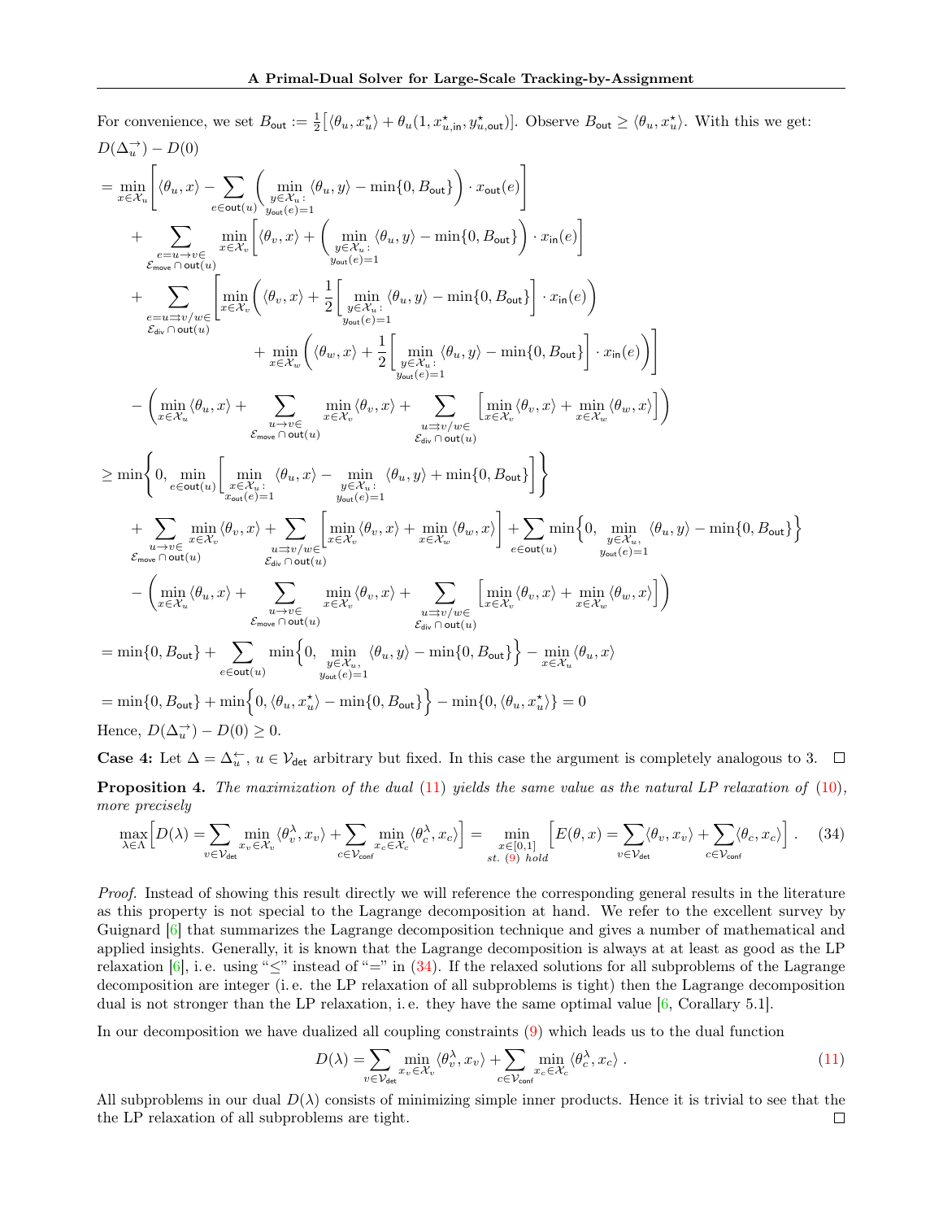For convenience, we set $B_{\mathsf{out}} := \frac{1}{2}\big[\langle\theta_u, x_u^\star\rangle + \theta_u(1, x^\star_{u,\mathsf{in}}, y^\star_{u,\mathsf{out}})\big]$. Observe $B_{\mathsf{out}} \geq \langle\theta_u, x_u^\star\rangle$. With this we get:

$$
\begin{aligned}
&D(\Delta_u^{\rightarrow}) - D(0) \\
&= \min_{x\in\mathcal{X}_u}\left[\langle\theta_u, x\rangle - \sum_{e\in\mathsf{out}(u)}\left(\min_{\substack{y\in\mathcal{X}_u:\\ y_{\mathsf{out}}(e)=1}}\langle\theta_u, y\rangle - \min\{0, B_{\mathsf{out}}\}\right)\cdot x_{\mathsf{out}}(e)\right] \\
&\quad + \sum_{\substack{e=u\to v\in\\ \mathcal{E}_{\mathsf{move}}\cap\,\mathsf{out}(u)}}\min_{x\in\mathcal{X}_v}\left[\langle\theta_v, x\rangle + \left(\min_{\substack{y\in\mathcal{X}_u:\\ y_{\mathsf{out}}(e)=1}}\langle\theta_u, y\rangle - \min\{0, B_{\mathsf{out}}\}\right)\cdot x_{\mathsf{in}}(e)\right] \\
&\quad + \sum_{\substack{e=u\rightrightarrows v/w\in\\ \mathcal{E}_{\mathsf{div}}\cap\,\mathsf{out}(u)}}\Bigg[\min_{x\in\mathcal{X}_v}\left(\langle\theta_v, x\rangle + \frac{1}{2}\left[\min_{\substack{y\in\mathcal{X}_u:\\ y_{\mathsf{out}}(e)=1}}\langle\theta_u, y\rangle - \min\{0, B_{\mathsf{out}}\}\right]\cdot x_{\mathsf{in}}(e)\right) \\
&\qquad\qquad + \min_{x\in\mathcal{X}_w}\left(\langle\theta_w, x\rangle + \frac{1}{2}\left[\min_{\substack{y\in\mathcal{X}_u:\\ y_{\mathsf{out}}(e)=1}}\langle\theta_u, y\rangle - \min\{0, B_{\mathsf{out}}\}\right]\cdot x_{\mathsf{in}}(e)\right)\Bigg] \\
&\quad - \left(\min_{x\in\mathcal{X}_u}\langle\theta_u, x\rangle + \sum_{\substack{u\to v\in\\ \mathcal{E}_{\mathsf{move}}\cap\,\mathsf{out}(u)}}\min_{x\in\mathcal{X}_v}\langle\theta_v, x\rangle + \sum_{\substack{u\rightrightarrows v/w\in\\ \mathcal{E}_{\mathsf{div}}\cap\,\mathsf{out}(u)}}\left[\min_{x\in\mathcal{X}_v}\langle\theta_v, x\rangle + \min_{x\in\mathcal{X}_w}\langle\theta_w, x\rangle\right]\right) \\
&\geq \min\left\{0, \min_{e\in\mathsf{out}(u)}\left[\min_{\substack{x\in\mathcal{X}_u:\\ x_{\mathsf{out}}(e)=1}}\langle\theta_u, x\rangle - \min_{\substack{y\in\mathcal{X}_u:\\ y_{\mathsf{out}}(e)=1}}\langle\theta_u, y\rangle + \min\{0, B_{\mathsf{out}}\}\right]\right\} \\
&\quad + \sum_{\substack{u\to v\in\\ \mathcal{E}_{\mathsf{move}}\cap\,\mathsf{out}(u)}}\min_{x\in\mathcal{X}_v}\langle\theta_v, x\rangle + \sum_{\substack{u\rightrightarrows v/w\in\\ \mathcal{E}_{\mathsf{div}}\cap\,\mathsf{out}(u)}}\left[\min_{x\in\mathcal{X}_v}\langle\theta_v, x\rangle + \min_{x\in\mathcal{X}_w}\langle\theta_w, x\rangle\right] + \sum_{e\in\mathsf{out}(u)}\min\Big\{0, \min_{\substack{y\in\mathcal{X}_u,\\ y_{\mathsf{out}}(e)=1}}\langle\theta_u, y\rangle - \min\{0, B_{\mathsf{out}}\}\Big\} \\
&\quad - \left(\min_{x\in\mathcal{X}_u}\langle\theta_u, x\rangle + \sum_{\substack{u\to v\in\\ \mathcal{E}_{\mathsf{move}}\cap\,\mathsf{out}(u)}}\min_{x\in\mathcal{X}_v}\langle\theta_v, x\rangle + \sum_{\substack{u\rightrightarrows v/w\in\\ \mathcal{E}_{\mathsf{div}}\cap\,\mathsf{out}(u)}}\left[\min_{x\in\mathcal{X}_v}\langle\theta_v, x\rangle + \min_{x\in\mathcal{X}_w}\langle\theta_w, x\rangle\right]\right) \\
&= \min\{0, B_{\mathsf{out}}\} + \sum_{e\in\mathsf{out}(u)}\min\Big\{0, \min_{\substack{y\in\mathcal{X}_u,\\ y_{\mathsf{out}}(e)=1}}\langle\theta_u, y\rangle - \min\{0, B_{\mathsf{out}}\}\Big\} - \min_{x\in\mathcal{X}_u}\langle\theta_u, x\rangle \\
&= \min\{0, B_{\mathsf{out}}\} + \min\Big\{0, \langle\theta_u, x_u^\star\rangle - \min\{0, B_{\mathsf{out}}\}\Big\} - \min\{0, \langle\theta_u, x_u^\star\rangle\} = 0
\end{aligned}
$$

Hence, $D(\Delta_u^{\rightarrow}) - D(0) \geq 0$.

**Case 4:** Let $\Delta = \Delta_u^{\leftarrow}$, $u \in \mathcal{V}_{\mathsf{det}}$ arbitrary but fixed. In this case the argument is completely analogous to 3. ☐

**Proposition 4.** *The maximization of the dual (11) yields the same value as the natural LP relaxation of (10), more precisely*

$$
\max_{\lambda\in\Lambda}\Big[D(\lambda) = \sum_{v\in\mathcal{V}_{\mathsf{det}}}\min_{x_v\in\mathcal{X}_v}\langle\theta_v^\lambda, x_v\rangle + \sum_{c\in\mathcal{V}_{\mathsf{conf}}}\min_{x_c\in\mathcal{X}_c}\langle\theta_c^\lambda, x_c\rangle\Big] = \min_{\substack{x\in[0,1]\\ st.\ (9)\ hold}}\Big[E(\theta, x) = \sum_{v\in\mathcal{V}_{\mathsf{det}}}\langle\theta_v, x_v\rangle + \sum_{c\in\mathcal{V}_{\mathsf{conf}}}\langle\theta_c, x_c\rangle\Big]\,. \quad (34)
$$

*Proof.* Instead of showing this result directly we will reference the corresponding general results in the literature as this property is not special to the Lagrange decomposition at hand. We refer to the excellent survey by Guignard [6] that summarizes the Lagrange decomposition technique and gives a number of mathematical and applied insights. Generally, it is known that the Lagrange decomposition is always at at least as good as the LP relaxation [6], i. e. using "≤" instead of "=" in (34). If the relaxed solutions for all subproblems of the Lagrange decomposition are integer (i. e. the LP relaxation of all subproblems is tight) then the Lagrange decomposition dual is not stronger than the LP relaxation, i. e. they have the same optimal value [6, Corallary 5.1].

In our decomposition we have dualized all coupling constraints (9) which leads us to the dual function

$$
D(\lambda) = \sum_{v\in\mathcal{V}_{\mathsf{det}}}\min_{x_v\in\mathcal{X}_v}\langle\theta_v^\lambda, x_v\rangle + \sum_{c\in\mathcal{V}_{\mathsf{conf}}}\min_{x_c\in\mathcal{X}_c}\langle\theta_c^\lambda, x_c\rangle\,. \quad (11)
$$

All subproblems in our dual $D(\lambda)$ consists of minimizing simple inner products. Hence it is trivial to see that the the LP relaxation of all subproblems are tight. ☐